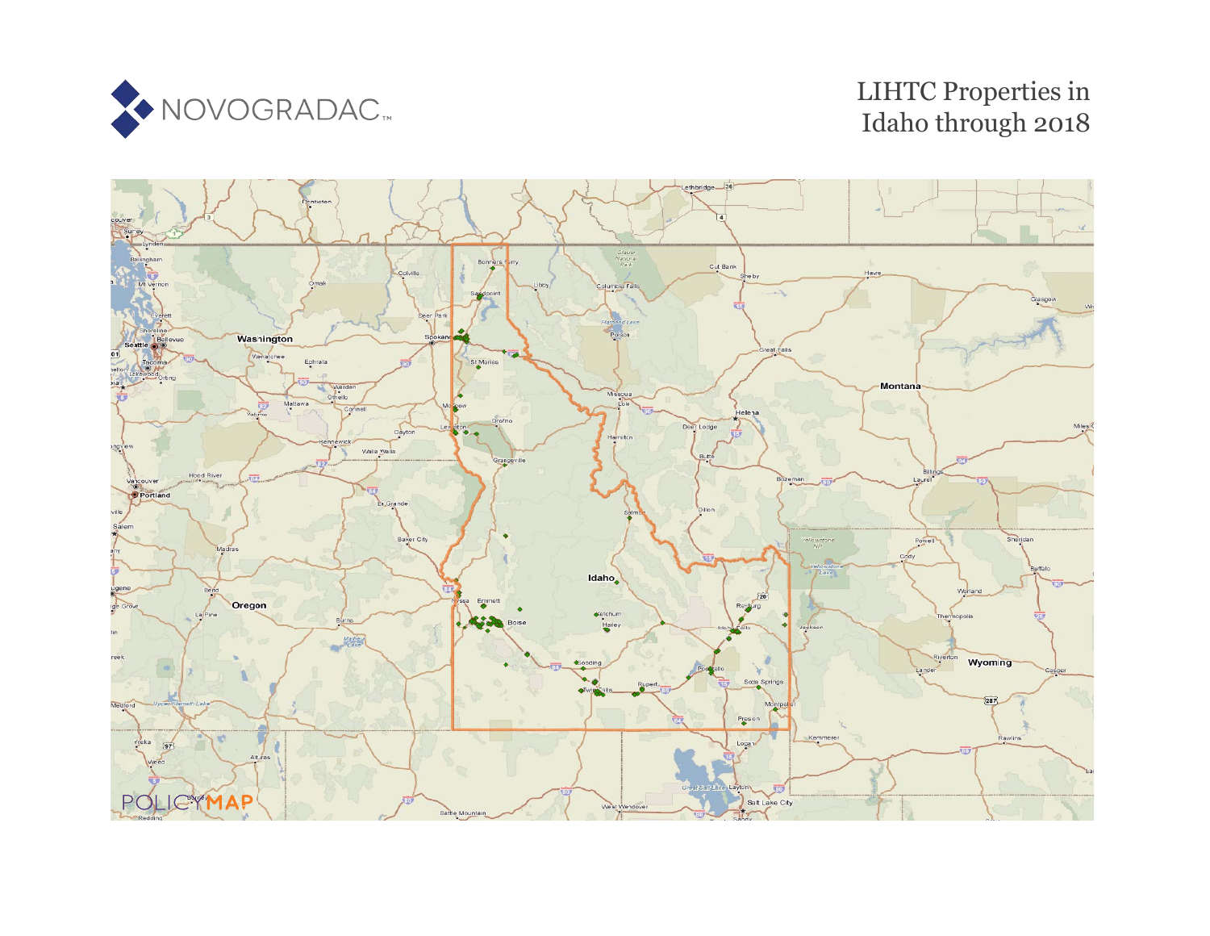NOVOGRADAC

# LIHTC Properties in Idaho through 2018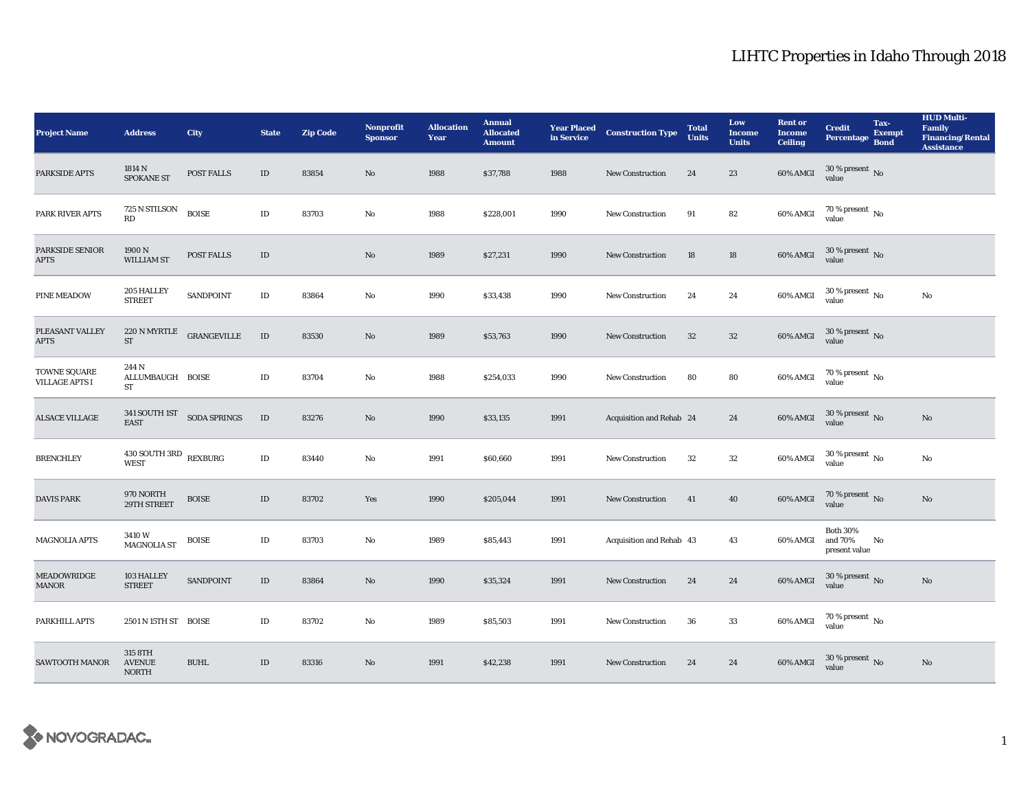# LIHTC Properties in Idaho Through 2018

| Project Name | Address | City | State | Zip Code | Nonprofit Sponsor | Allocation Year | Annual Allocated Amount | Year Placed in Service | Construction Type | Total Units | Low Income Units | Rent or Income Ceiling | Credit Percentage | Tax-Exempt Bond | HUD Multi-Family Financing/Rental Assistance |
|---|---|---|---|---|---|---|---|---|---|---|---|---|---|---|---|
| PARKSIDE APTS | 1814 N SPOKANE ST | POST FALLS | ID | 83854 | No | 1988 | $37,788 | 1988 | New Construction | 24 | 23 | 60% AMGI | 30 % present value | No | |
| PARK RIVER APTS | 725 N STILSON RD | BOISE | ID | 83703 | No | 1988 | $228,001 | 1990 | New Construction | 91 | 82 | 60% AMGI | 70 % present value | No | |
| PARKSIDE SENIOR APTS | 1900 N WILLIAM ST | POST FALLS | ID | | No | 1989 | $27,231 | 1990 | New Construction | 18 | 18 | 60% AMGI | 30 % present value | No | |
| PINE MEADOW | 205 HALLEY STREET | SANDPOINT | ID | 83864 | No | 1990 | $33,438 | 1990 | New Construction | 24 | 24 | 60% AMGI | 30 % present value | No | No |
| PLEASANT VALLEY APTS | 220 N MYRTLE ST | GRANGEVILLE | ID | 83530 | No | 1989 | $53,763 | 1990 | New Construction | 32 | 32 | 60% AMGI | 30 % present value | No | |
| TOWNE SQUARE VILLAGE APTS I | 244 N ALLUMBAUGH ST | BOISE | ID | 83704 | No | 1988 | $254,033 | 1990 | New Construction | 80 | 80 | 60% AMGI | 70 % present value | No | |
| ALSACE VILLAGE | 341 SOUTH 1ST EAST | SODA SPRINGS | ID | 83276 | No | 1990 | $33,135 | 1991 | Acquisition and Rehab | 24 | 24 | 60% AMGI | 30 % present value | No | No |
| BRENCHLEY | 430 SOUTH 3RD WEST | REXBURG | ID | 83440 | No | 1991 | $60,660 | 1991 | New Construction | 32 | 32 | 60% AMGI | 30 % present value | No | No |
| DAVIS PARK | 970 NORTH 29TH STREET | BOISE | ID | 83702 | Yes | 1990 | $205,044 | 1991 | New Construction | 41 | 40 | 60% AMGI | 70 % present value | No | No |
| MAGNOLIA APTS | 3410 W MAGNOLIA ST | BOISE | ID | 83703 | No | 1989 | $85,443 | 1991 | Acquisition and Rehab | 43 | 43 | 60% AMGI | Both 30% and 70% present value | No | |
| MEADOWRIDGE MANOR | 103 HALLEY STREET | SANDPOINT | ID | 83864 | No | 1990 | $35,324 | 1991 | New Construction | 24 | 24 | 60% AMGI | 30 % present value | No | No |
| PARKHILL APTS | 2501 N 15TH ST | BOISE | ID | 83702 | No | 1989 | $85,503 | 1991 | New Construction | 36 | 33 | 60% AMGI | 70 % present value | No | |
| SAWTOOTH MANOR | 315 8TH AVENUE NORTH | BUHL | ID | 83316 | No | 1991 | $42,238 | 1991 | New Construction | 24 | 24 | 60% AMGI | 30 % present value | No | No |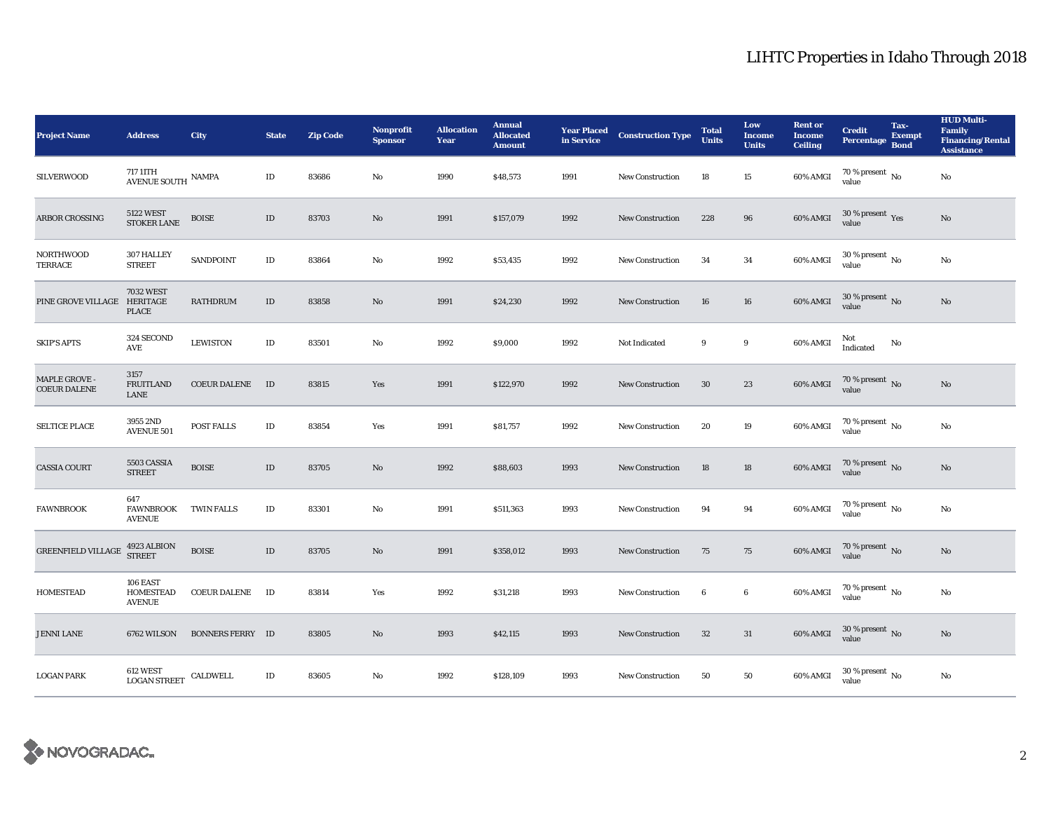# LIHTC Properties in Idaho Through 2018

| Project Name | Address | City | State | Zip Code | Nonprofit Sponsor | Allocation Year | Annual Allocated Amount | Year Placed in Service | Construction Type | Total Units | Low Income Units | Rent or Income Ceiling | Credit Percentage | Tax-Exempt Bond | HUD Multi-Family Financing/Rental Assistance |
|---|---|---|---|---|---|---|---|---|---|---|---|---|---|---|---|
| SILVERWOOD | 717 11TH AVENUE SOUTH | NAMPA | ID | 83686 | No | 1990 | $48,573 | 1991 | New Construction | 18 | 15 | 60% AMGI | 70 % present value | No | No |
| ARBOR CROSSING | 5122 WEST STOKER LANE | BOISE | ID | 83703 | No | 1991 | $157,079 | 1992 | New Construction | 228 | 96 | 60% AMGI | 30 % present value | Yes | No |
| NORTHWOOD TERRACE | 307 HALLEY STREET | SANDPOINT | ID | 83864 | No | 1992 | $53,435 | 1992 | New Construction | 34 | 34 | 60% AMGI | 30 % present value | No | No |
| PINE GROVE VILLAGE | 7032 WEST HERITAGE PLACE | RATHDRUM | ID | 83858 | No | 1991 | $24,230 | 1992 | New Construction | 16 | 16 | 60% AMGI | 30 % present value | No | No |
| SKIP'S APTS | 324 SECOND AVE | LEWISTON | ID | 83501 | No | 1992 | $9,000 | 1992 | Not Indicated | 9 | 9 | 60% AMGI | Not Indicated | No | |
| MAPLE GROVE - COEUR DALENE | 3157 FRUITLAND LANE | COEUR DALENE | ID | 83815 | Yes | 1991 | $122,970 | 1992 | New Construction | 30 | 23 | 60% AMGI | 70 % present value | No | No |
| SELTICE PLACE | 3955 2ND AVENUE 501 | POST FALLS | ID | 83854 | Yes | 1991 | $81,757 | 1992 | New Construction | 20 | 19 | 60% AMGI | 70 % present value | No | No |
| CASSIA COURT | 5503 CASSIA STREET | BOISE | ID | 83705 | No | 1992 | $88,603 | 1993 | New Construction | 18 | 18 | 60% AMGI | 70 % present value | No | No |
| FAWNBROOK | 647 FAWNBROOK AVENUE | TWIN FALLS | ID | 83301 | No | 1991 | $511,363 | 1993 | New Construction | 94 | 94 | 60% AMGI | 70 % present value | No | No |
| GREENFIELD VILLAGE | 4923 ALBION STREET | BOISE | ID | 83705 | No | 1991 | $358,012 | 1993 | New Construction | 75 | 75 | 60% AMGI | 70 % present value | No | No |
| HOMESTEAD | 106 EAST HOMESTEAD AVENUE | COEUR DALENE | ID | 83814 | Yes | 1992 | $31,218 | 1993 | New Construction | 6 | 6 | 60% AMGI | 70 % present value | No | No |
| JENNI LANE | 6762 WILSON | BONNERS FERRY | ID | 83805 | No | 1993 | $42,115 | 1993 | New Construction | 32 | 31 | 60% AMGI | 30 % present value | No | No |
| LOGAN PARK | 612 WEST LOGAN STREET | CALDWELL | ID | 83605 | No | 1992 | $128,109 | 1993 | New Construction | 50 | 50 | 60% AMGI | 30 % present value | No | No |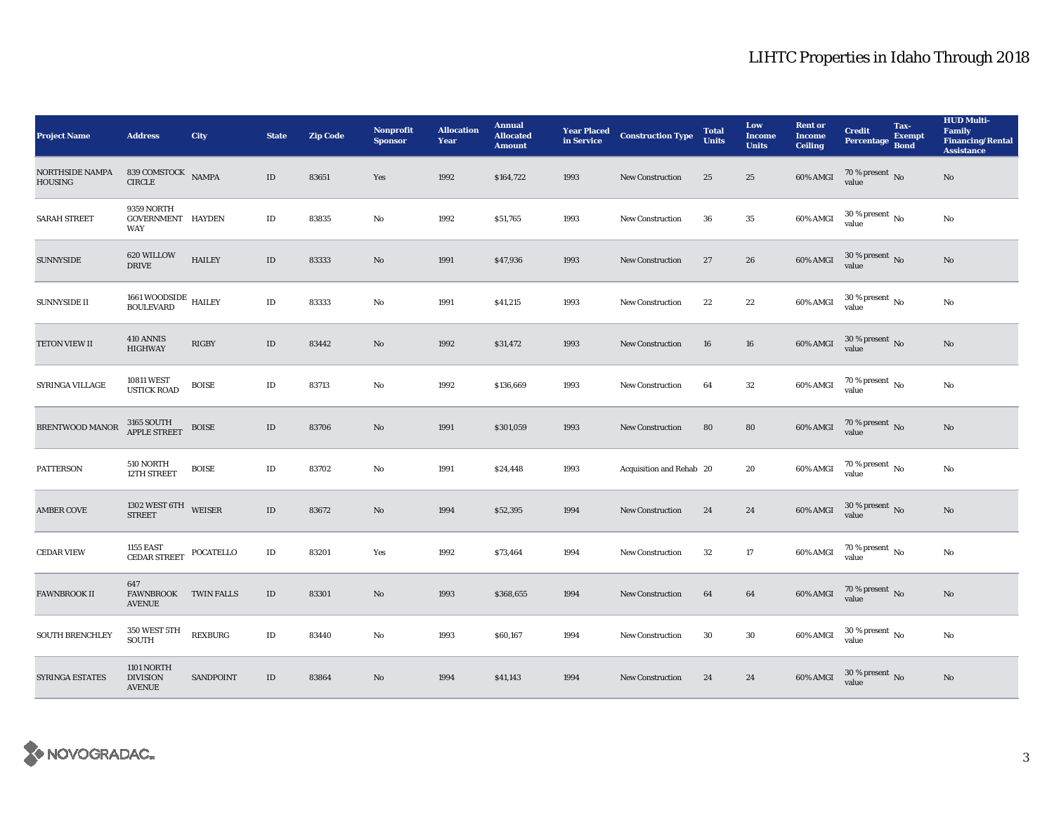# LIHTC Properties in Idaho Through 2018

| Project Name | Address | City | State | Zip Code | Nonprofit Sponsor | Allocation Year | Annual Allocated Amount | Year Placed in Service | Construction Type | Total Units | Low Income Units | Rent or Income Ceiling | Credit Percentage | Tax-Exempt Bond | HUD Multi-Family Financing/Rental Assistance |
|---|---|---|---|---|---|---|---|---|---|---|---|---|---|---|---|
| NORTHSIDE NAMPA HOUSING | 839 COMSTOCK CIRCLE | NAMPA | ID | 83651 | Yes | 1992 | $164,722 | 1993 | New Construction | 25 | 25 | 60% AMGI | 70 % present value | No | No |
| SARAH STREET | 9359 NORTH GOVERNMENT WAY | HAYDEN | ID | 83835 | No | 1992 | $51,765 | 1993 | New Construction | 36 | 35 | 60% AMGI | 30 % present value | No | No |
| SUNNYSIDE | 620 WILLOW DRIVE | HAILEY | ID | 83333 | No | 1991 | $47,936 | 1993 | New Construction | 27 | 26 | 60% AMGI | 30 % present value | No | No |
| SUNNYSIDE II | 1661 WOODSIDE BOULEVARD | HAILEY | ID | 83333 | No | 1991 | $41,215 | 1993 | New Construction | 22 | 22 | 60% AMGI | 30 % present value | No | No |
| TETON VIEW II | 410 ANNIS HIGHWAY | RIGBY | ID | 83442 | No | 1992 | $31,472 | 1993 | New Construction | 16 | 16 | 60% AMGI | 30 % present value | No | No |
| SYRINGA VILLAGE | 10811 WEST USTICK ROAD | BOISE | ID | 83713 | No | 1992 | $136,669 | 1993 | New Construction | 64 | 32 | 60% AMGI | 70 % present value | No | No |
| BRENTWOOD MANOR | 3165 SOUTH APPLE STREET | BOISE | ID | 83706 | No | 1991 | $301,059 | 1993 | New Construction | 80 | 80 | 60% AMGI | 70 % present value | No | No |
| PATTERSON | 510 NORTH 12TH STREET | BOISE | ID | 83702 | No | 1991 | $24,448 | 1993 | Acquisition and Rehab | 20 | 20 | 60% AMGI | 70 % present value | No | No |
| AMBER COVE | 1302 WEST 6TH STREET | WEISER | ID | 83672 | No | 1994 | $52,395 | 1994 | New Construction | 24 | 24 | 60% AMGI | 30 % present value | No | No |
| CEDAR VIEW | 1155 EAST CEDAR STREET | POCATELLO | ID | 83201 | Yes | 1992 | $73,464 | 1994 | New Construction | 32 | 17 | 60% AMGI | 70 % present value | No | No |
| FAWNBROOK II | 647 FAWNBROOK AVENUE | TWIN FALLS | ID | 83301 | No | 1993 | $368,655 | 1994 | New Construction | 64 | 64 | 60% AMGI | 70 % present value | No | No |
| SOUTH BRENCHLEY | 350 WEST 5TH SOUTH | REXBURG | ID | 83440 | No | 1993 | $60,167 | 1994 | New Construction | 30 | 30 | 60% AMGI | 30 % present value | No | No |
| SYRINGA ESTATES | 1101 NORTH DIVISION AVENUE | SANDPOINT | ID | 83864 | No | 1994 | $41,143 | 1994 | New Construction | 24 | 24 | 60% AMGI | 30 % present value | No | No |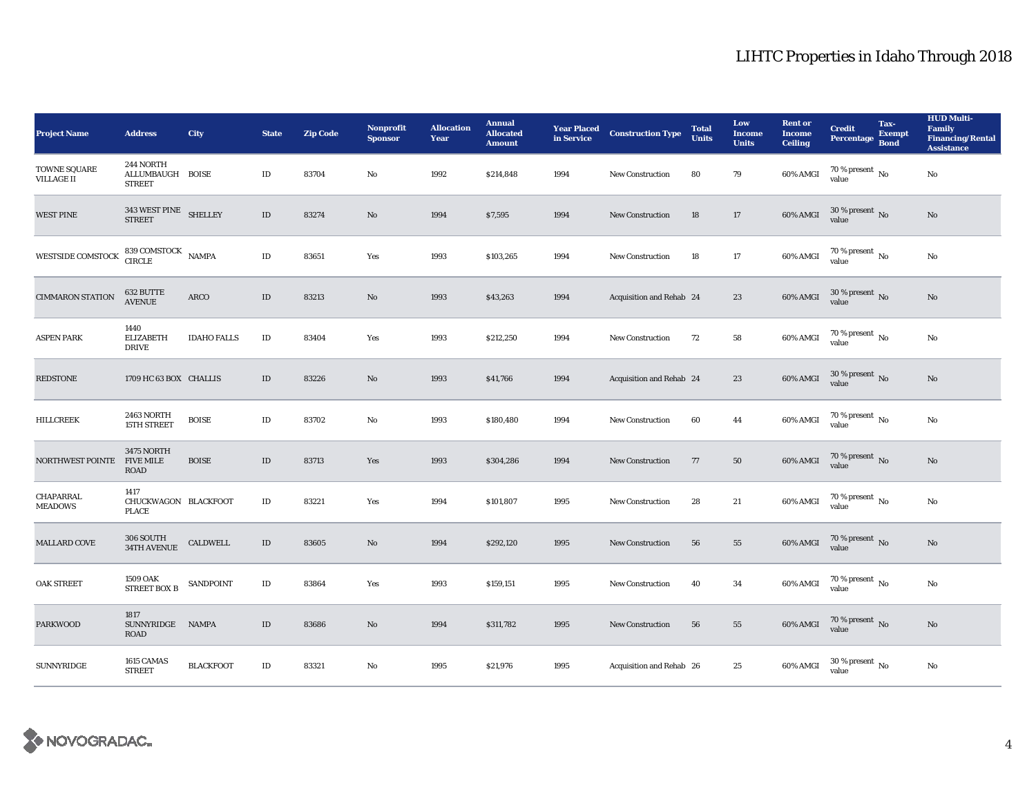# LIHTC Properties in Idaho Through 2018

| Project Name | Address | City | State | Zip Code | Nonprofit Sponsor | Allocation Year | Annual Allocated Amount | Year Placed in Service | Construction Type | Total Units | Low Income Units | Rent or Income Ceiling | Credit Percentage | Tax-Exempt Bond | HUD Multi-Family Financing/Rental Assistance |
|---|---|---|---|---|---|---|---|---|---|---|---|---|---|---|---|
| TOWNE SQUARE VILLAGE II | 244 NORTH ALLUMBAUGH STREET | BOISE | ID | 83704 | No | 1992 | $214,848 | 1994 | New Construction | 80 | 79 | 60% AMGI | 70 % present value | No | No |
| WEST PINE | 343 WEST PINE STREET | SHELLEY | ID | 83274 | No | 1994 | $7,595 | 1994 | New Construction | 18 | 17 | 60% AMGI | 30 % present value | No | No |
| WESTSIDE COMSTOCK | 839 COMSTOCK CIRCLE | NAMPA | ID | 83651 | Yes | 1993 | $103,265 | 1994 | New Construction | 18 | 17 | 60% AMGI | 70 % present value | No | No |
| CIMMARON STATION | 632 BUTTE AVENUE | ARCO | ID | 83213 | No | 1993 | $43,263 | 1994 | Acquisition and Rehab | 24 | 23 | 60% AMGI | 30 % present value | No | No |
| ASPEN PARK | 1440 ELIZABETH DRIVE | IDAHO FALLS | ID | 83404 | Yes | 1993 | $212,250 | 1994 | New Construction | 72 | 58 | 60% AMGI | 70 % present value | No | No |
| REDSTONE | 1709 HC 63 BOX | CHALLIS | ID | 83226 | No | 1993 | $41,766 | 1994 | Acquisition and Rehab | 24 | 23 | 60% AMGI | 30 % present value | No | No |
| HILLCREEK | 2463 NORTH 15TH STREET | BOISE | ID | 83702 | No | 1993 | $180,480 | 1994 | New Construction | 60 | 44 | 60% AMGI | 70 % present value | No | No |
| NORTHWEST POINTE | 3475 NORTH FIVE MILE ROAD | BOISE | ID | 83713 | Yes | 1993 | $304,286 | 1994 | New Construction | 77 | 50 | 60% AMGI | 70 % present value | No | No |
| CHAPARRAL MEADOWS | 1417 CHUCKWAGON PLACE | BLACKFOOT | ID | 83221 | Yes | 1994 | $101,807 | 1995 | New Construction | 28 | 21 | 60% AMGI | 70 % present value | No | No |
| MALLARD COVE | 306 SOUTH 34TH AVENUE | CALDWELL | ID | 83605 | No | 1994 | $292,120 | 1995 | New Construction | 56 | 55 | 60% AMGI | 70 % present value | No | No |
| OAK STREET | 1509 OAK STREET BOX B | SANDPOINT | ID | 83864 | Yes | 1993 | $159,151 | 1995 | New Construction | 40 | 34 | 60% AMGI | 70 % present value | No | No |
| PARKWOOD | 1817 SUNNYRIDGE ROAD | NAMPA | ID | 83686 | No | 1994 | $311,782 | 1995 | New Construction | 56 | 55 | 60% AMGI | 70 % present value | No | No |
| SUNNYRIDGE | 1615 CAMAS STREET | BLACKFOOT | ID | 83321 | No | 1995 | $21,976 | 1995 | Acquisition and Rehab | 26 | 25 | 60% AMGI | 30 % present value | No | No |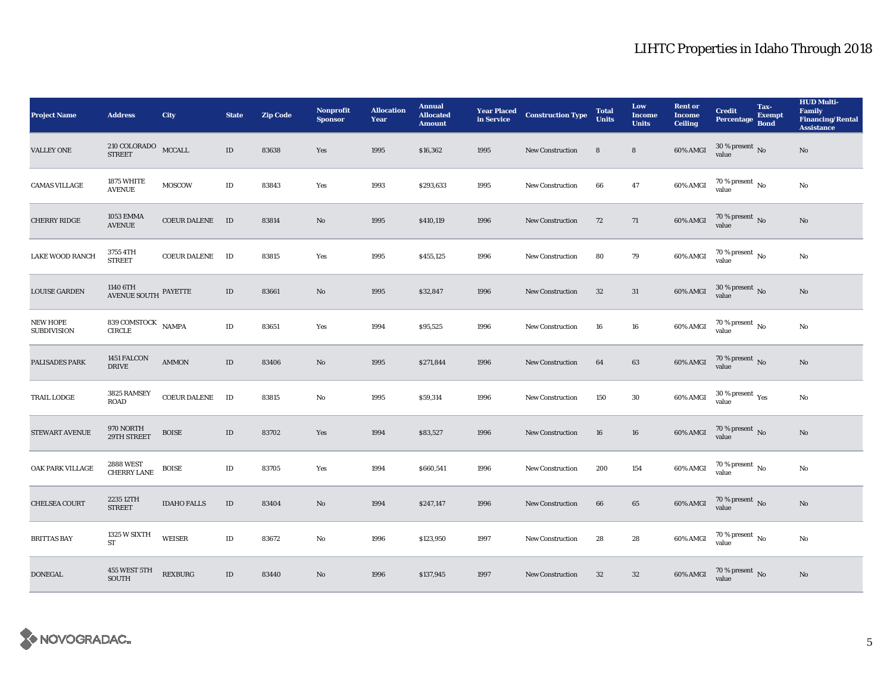# LIHTC Properties in Idaho Through 2018

| Project Name | Address | City | State | Zip Code | Nonprofit Sponsor | Allocation Year | Annual Allocated Amount | Year Placed in Service | Construction Type | Total Units | Low Income Units | Rent or Income Ceiling | Credit Percentage | Tax-Exempt Bond | HUD Multi-Family Financing/Rental Assistance |
|---|---|---|---|---|---|---|---|---|---|---|---|---|---|---|---|
| VALLEY ONE | 210 COLORADO STREET | MCCALL | ID | 83638 | Yes | 1995 | $16,362 | 1995 | New Construction | 8 | 8 | 60% AMGI | 30 % present value | No | No |
| CAMAS VILLAGE | 1875 WHITE AVENUE | MOSCOW | ID | 83843 | Yes | 1993 | $293,633 | 1995 | New Construction | 66 | 47 | 60% AMGI | 70 % present value | No | No |
| CHERRY RIDGE | 1053 EMMA AVENUE | COEUR DALENE | ID | 83814 | No | 1995 | $410,119 | 1996 | New Construction | 72 | 71 | 60% AMGI | 70 % present value | No | No |
| LAKE WOOD RANCH | 3755 4TH STREET | COEUR DALENE | ID | 83815 | Yes | 1995 | $455,125 | 1996 | New Construction | 80 | 79 | 60% AMGI | 70 % present value | No | No |
| LOUISE GARDEN | 1140 6TH AVENUE SOUTH | PAYETTE | ID | 83661 | No | 1995 | $32,847 | 1996 | New Construction | 32 | 31 | 60% AMGI | 30 % present value | No | No |
| NEW HOPE SUBDIVISION | 839 COMSTOCK CIRCLE | NAMPA | ID | 83651 | Yes | 1994 | $95,525 | 1996 | New Construction | 16 | 16 | 60% AMGI | 70 % present value | No | No |
| PALISADES PARK | 1451 FALCON DRIVE | AMMON | ID | 83406 | No | 1995 | $271,844 | 1996 | New Construction | 64 | 63 | 60% AMGI | 70 % present value | No | No |
| TRAIL LODGE | 3825 RAMSEY ROAD | COEUR DALENE | ID | 83815 | No | 1995 | $59,314 | 1996 | New Construction | 150 | 30 | 60% AMGI | 30 % present value | Yes | No |
| STEWART AVENUE | 970 NORTH 29TH STREET | BOISE | ID | 83702 | Yes | 1994 | $83,527 | 1996 | New Construction | 16 | 16 | 60% AMGI | 70 % present value | No | No |
| OAK PARK VILLAGE | 2888 WEST CHERRY LANE | BOISE | ID | 83705 | Yes | 1994 | $660,541 | 1996 | New Construction | 200 | 154 | 60% AMGI | 70 % present value | No | No |
| CHELSEA COURT | 2235 12TH STREET | IDAHO FALLS | ID | 83404 | No | 1994 | $247,147 | 1996 | New Construction | 66 | 65 | 60% AMGI | 70 % present value | No | No |
| BRITTAS BAY | 1325 W SIXTH ST | WEISER | ID | 83672 | No | 1996 | $123,950 | 1997 | New Construction | 28 | 28 | 60% AMGI | 70 % present value | No | No |
| DONEGAL | 455 WEST 5TH SOUTH | REXBURG | ID | 83440 | No | 1996 | $137,945 | 1997 | New Construction | 32 | 32 | 60% AMGI | 70 % present value | No | No |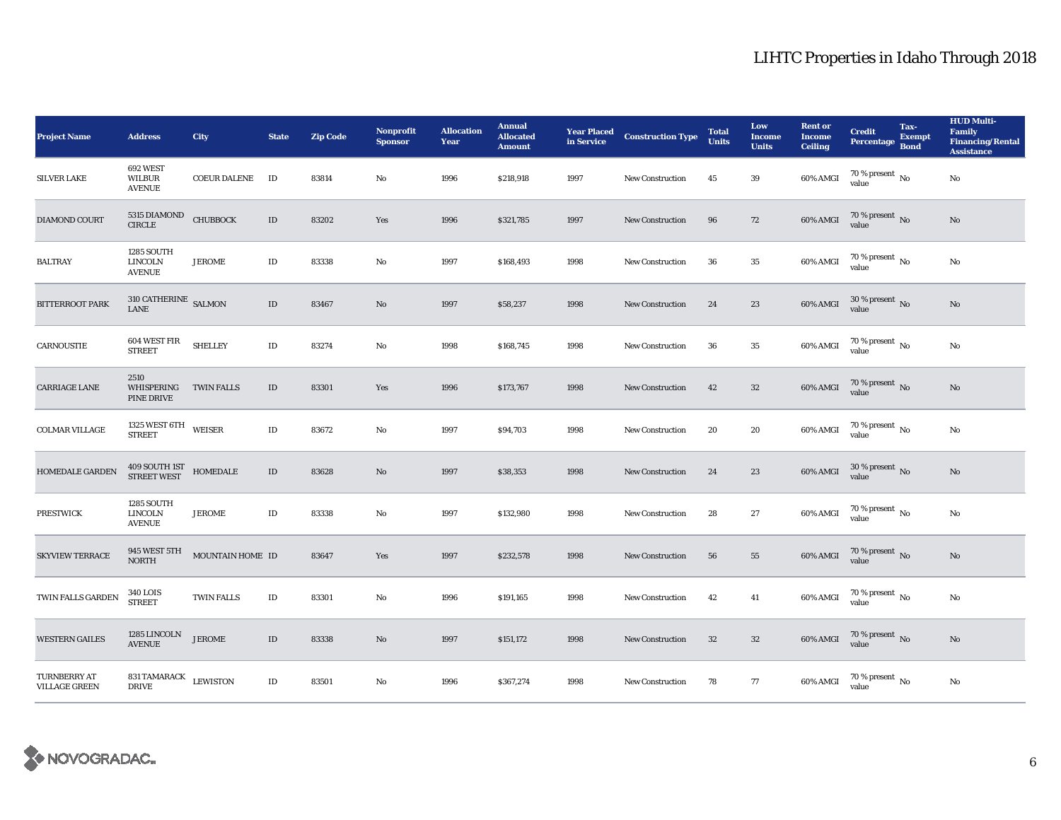# LIHTC Properties in Idaho Through 2018

| Project Name | Address | City | State | Zip Code | Nonprofit Sponsor | Allocation Year | Annual Allocated Amount | Year Placed in Service | Construction Type | Total Units | Low Income Units | Rent or Income Ceiling | Credit Percentage | Tax-Exempt Bond | HUD Multi-Family Financing/Rental Assistance |
|---|---|---|---|---|---|---|---|---|---|---|---|---|---|---|---|
| SILVER LAKE | 692 WEST WILBUR AVENUE | COEUR DALENE | ID | 83814 | No | 1996 | $218,918 | 1997 | New Construction | 45 | 39 | 60% AMGI | 70 % present value | No | No |
| DIAMOND COURT | 5315 DIAMOND CIRCLE | CHUBBOCK | ID | 83202 | Yes | 1996 | $321,785 | 1997 | New Construction | 96 | 72 | 60% AMGI | 70 % present value | No | No |
| BALTRAY | 1285 SOUTH LINCOLN AVENUE | JEROME | ID | 83338 | No | 1997 | $168,493 | 1998 | New Construction | 36 | 35 | 60% AMGI | 70 % present value | No | No |
| BITTERROOT PARK | 310 CATHERINE LANE | SALMON | ID | 83467 | No | 1997 | $58,237 | 1998 | New Construction | 24 | 23 | 60% AMGI | 30 % present value | No | No |
| CARNOUSTIE | 604 WEST FIR STREET | SHELLEY | ID | 83274 | No | 1998 | $168,745 | 1998 | New Construction | 36 | 35 | 60% AMGI | 70 % present value | No | No |
| CARRIAGE LANE | 2510 WHISPERING PINE DRIVE | TWIN FALLS | ID | 83301 | Yes | 1996 | $173,767 | 1998 | New Construction | 42 | 32 | 60% AMGI | 70 % present value | No | No |
| COLMAR VILLAGE | 1325 WEST 6TH STREET | WEISER | ID | 83672 | No | 1997 | $94,703 | 1998 | New Construction | 20 | 20 | 60% AMGI | 70 % present value | No | No |
| HOMEDALE GARDEN | 409 SOUTH 1ST STREET WEST | HOMEDALE | ID | 83628 | No | 1997 | $38,353 | 1998 | New Construction | 24 | 23 | 60% AMGI | 30 % present value | No | No |
| PRESTWICK | 1285 SOUTH LINCOLN AVENUE | JEROME | ID | 83338 | No | 1997 | $132,980 | 1998 | New Construction | 28 | 27 | 60% AMGI | 70 % present value | No | No |
| SKYVIEW TERRACE | 945 WEST 5TH NORTH | MOUNTAIN HOME | ID | 83647 | Yes | 1997 | $232,578 | 1998 | New Construction | 56 | 55 | 60% AMGI | 70 % present value | No | No |
| TWIN FALLS GARDEN | 340 LOIS STREET | TWIN FALLS | ID | 83301 | No | 1996 | $191,165 | 1998 | New Construction | 42 | 41 | 60% AMGI | 70 % present value | No | No |
| WESTERN GAILES | 1285 LINCOLN AVENUE | JEROME | ID | 83338 | No | 1997 | $151,172 | 1998 | New Construction | 32 | 32 | 60% AMGI | 70 % present value | No | No |
| TURNBERRY AT VILLAGE GREEN | 831 TAMARACK DRIVE | LEWISTON | ID | 83501 | No | 1996 | $367,274 | 1998 | New Construction | 78 | 77 | 60% AMGI | 70 % present value | No | No |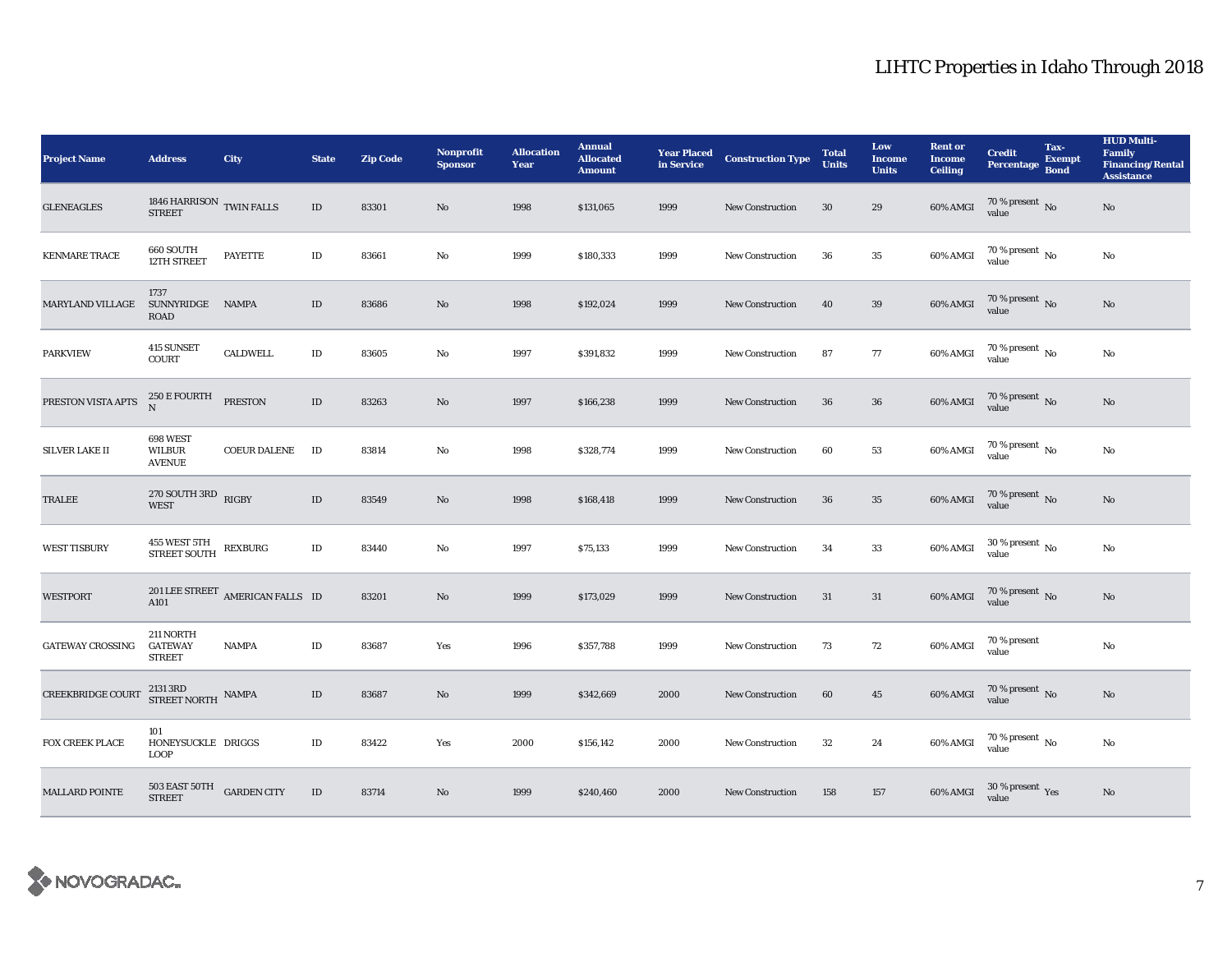# LIHTC Properties in Idaho Through 2018

| Project Name | Address | City | State | Zip Code | Nonprofit Sponsor | Allocation Year | Annual Allocated Amount | Year Placed in Service | Construction Type | Total Units | Low Income Units | Rent or Income Ceiling | Credit Percentage | Tax-Exempt Bond | HUD Multi-Family Financing/Rental Assistance |
|---|---|---|---|---|---|---|---|---|---|---|---|---|---|---|---|
| GLENEAGLES | 1846 HARRISON STREET | TWIN FALLS | ID | 83301 | No | 1998 | $131,065 | 1999 | New Construction | 30 | 29 | 60% AMGI | 70 % present value | No | No |
| KENMARE TRACE | 660 SOUTH 12TH STREET | PAYETTE | ID | 83661 | No | 1999 | $180,333 | 1999 | New Construction | 36 | 35 | 60% AMGI | 70 % present value | No | No |
| MARYLAND VILLAGE | 1737 SUNNYRIDGE ROAD | NAMPA | ID | 83686 | No | 1998 | $192,024 | 1999 | New Construction | 40 | 39 | 60% AMGI | 70 % present value | No | No |
| PARKVIEW | 415 SUNSET COURT | CALDWELL | ID | 83605 | No | 1997 | $391,832 | 1999 | New Construction | 87 | 77 | 60% AMGI | 70 % present value | No | No |
| PRESTON VISTA APTS | 250 E FOURTH N | PRESTON | ID | 83263 | No | 1997 | $166,238 | 1999 | New Construction | 36 | 36 | 60% AMGI | 70 % present value | No | No |
| SILVER LAKE II | 698 WEST WILBUR AVENUE | COEUR DALENE | ID | 83814 | No | 1998 | $328,774 | 1999 | New Construction | 60 | 53 | 60% AMGI | 70 % present value | No | No |
| TRALEE | 270 SOUTH 3RD WEST | RIGBY | ID | 83549 | No | 1998 | $168,418 | 1999 | New Construction | 36 | 35 | 60% AMGI | 70 % present value | No | No |
| WEST TISBURY | 455 WEST 5TH STREET SOUTH | REXBURG | ID | 83440 | No | 1997 | $75,133 | 1999 | New Construction | 34 | 33 | 60% AMGI | 30 % present value | No | No |
| WESTPORT | 201 LEE STREET A101 | AMERICAN FALLS | ID | 83201 | No | 1999 | $173,029 | 1999 | New Construction | 31 | 31 | 60% AMGI | 70 % present value | No | No |
| GATEWAY CROSSING | 211 NORTH GATEWAY STREET | NAMPA | ID | 83687 | Yes | 1996 | $357,788 | 1999 | New Construction | 73 | 72 | 60% AMGI | 70 % present value | | No |
| CREEKBRIDGE COURT | 2131 3RD STREET NORTH | NAMPA | ID | 83687 | No | 1999 | $342,669 | 2000 | New Construction | 60 | 45 | 60% AMGI | 70 % present value | No | No |
| FOX CREEK PLACE | 101 HONEYSUCKLE LOOP | DRIGGS | ID | 83422 | Yes | 2000 | $156,142 | 2000 | New Construction | 32 | 24 | 60% AMGI | 70 % present value | No | No |
| MALLARD POINTE | 503 EAST 50TH STREET | GARDEN CITY | ID | 83714 | No | 1999 | $240,460 | 2000 | New Construction | 158 | 157 | 60% AMGI | 30 % present value | Yes | No |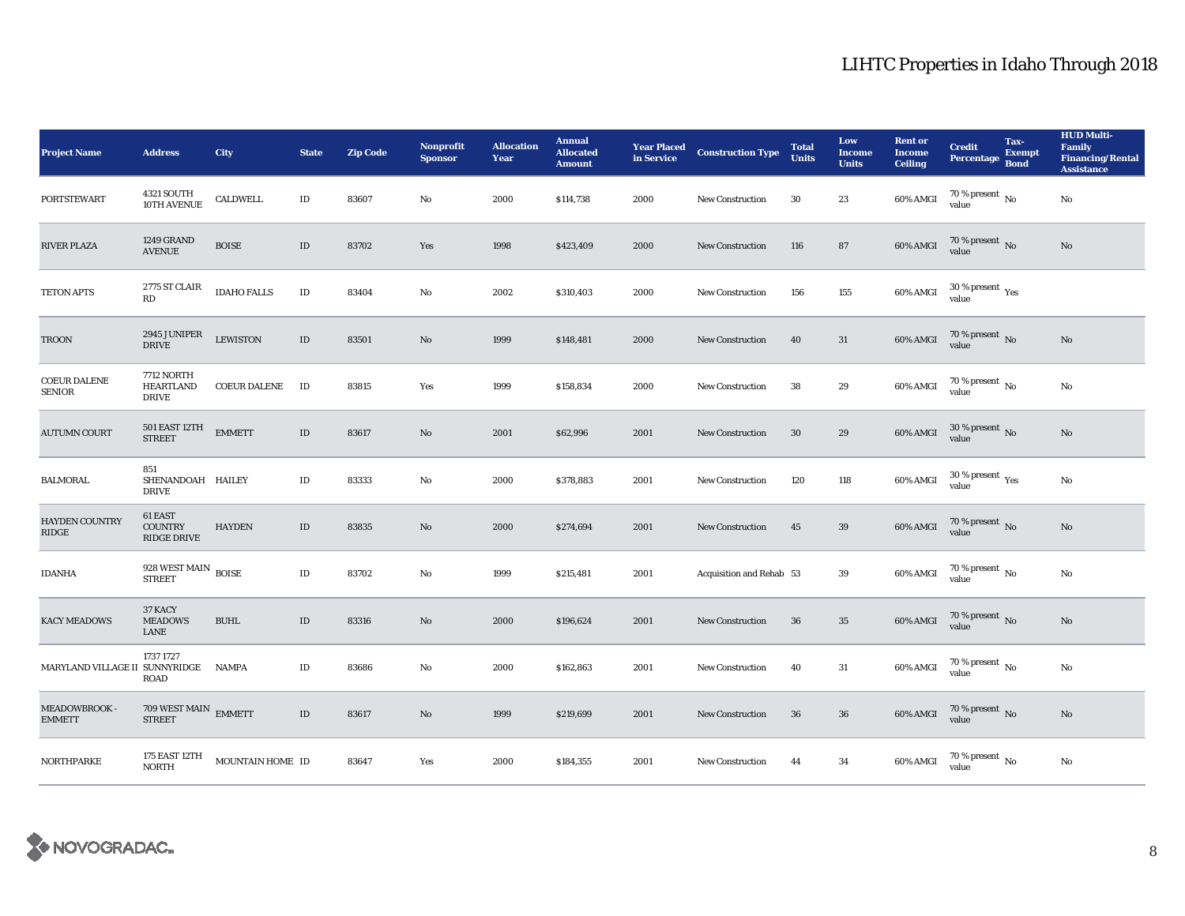# LIHTC Properties in Idaho Through 2018

| Project Name | Address | City | State | Zip Code | Nonprofit Sponsor | Allocation Year | Annual Allocated Amount | Year Placed in Service | Construction Type | Total Units | Low Income Units | Rent or Income Ceiling | Credit Percentage | Tax-Exempt Bond | HUD Multi-Family Financing/Rental Assistance |
|---|---|---|---|---|---|---|---|---|---|---|---|---|---|---|---|
| PORTSTEWART | 4321 SOUTH 10TH AVENUE | CALDWELL | ID | 83607 | No | 2000 | $114,738 | 2000 | New Construction | 30 | 23 | 60% AMGI | 70 % present value | No | No |
| RIVER PLAZA | 1249 GRAND AVENUE | BOISE | ID | 83702 | Yes | 1998 | $423,409 | 2000 | New Construction | 116 | 87 | 60% AMGI | 70 % present value | No | No |
| TETON APTS | 2775 ST CLAIR RD | IDAHO FALLS | ID | 83404 | No | 2002 | $310,403 | 2000 | New Construction | 156 | 155 | 60% AMGI | 30 % present value | Yes | |
| TROON | 2945 JUNIPER DRIVE | LEWISTON | ID | 83501 | No | 1999 | $148,481 | 2000 | New Construction | 40 | 31 | 60% AMGI | 70 % present value | No | No |
| COEUR DALENE SENIOR | 7712 NORTH HEARTLAND DRIVE | COEUR DALENE | ID | 83815 | Yes | 1999 | $158,834 | 2000 | New Construction | 38 | 29 | 60% AMGI | 70 % present value | No | No |
| AUTUMN COURT | 501 EAST 12TH STREET | EMMETT | ID | 83617 | No | 2001 | $62,996 | 2001 | New Construction | 30 | 29 | 60% AMGI | 30 % present value | No | No |
| BALMORAL | 851 SHENANDOAH DRIVE | HAILEY | ID | 83333 | No | 2000 | $378,883 | 2001 | New Construction | 120 | 118 | 60% AMGI | 30 % present value | Yes | No |
| HAYDEN COUNTRY RIDGE | 61 EAST COUNTRY RIDGE DRIVE | HAYDEN | ID | 83835 | No | 2000 | $274,694 | 2001 | New Construction | 45 | 39 | 60% AMGI | 70 % present value | No | No |
| IDANHA | 928 WEST MAIN STREET | BOISE | ID | 83702 | No | 1999 | $215,481 | 2001 | Acquisition and Rehab | 53 | 39 | 60% AMGI | 70 % present value | No | No |
| KACY MEADOWS | 37 KACY MEADOWS LANE | BUHL | ID | 83316 | No | 2000 | $196,624 | 2001 | New Construction | 36 | 35 | 60% AMGI | 70 % present value | No | No |
| MARYLAND VILLAGE II | 1737 1727 SUNNYRIDGE ROAD | NAMPA | ID | 83686 | No | 2000 | $162,863 | 2001 | New Construction | 40 | 31 | 60% AMGI | 70 % present value | No | No |
| MEADOWBROOK - EMMETT | 709 WEST MAIN STREET | EMMETT | ID | 83617 | No | 1999 | $219,699 | 2001 | New Construction | 36 | 36 | 60% AMGI | 70 % present value | No | No |
| NORTHPARKE | 175 EAST 12TH NORTH | MOUNTAIN HOME | ID | 83647 | Yes | 2000 | $184,355 | 2001 | New Construction | 44 | 34 | 60% AMGI | 70 % present value | No | No |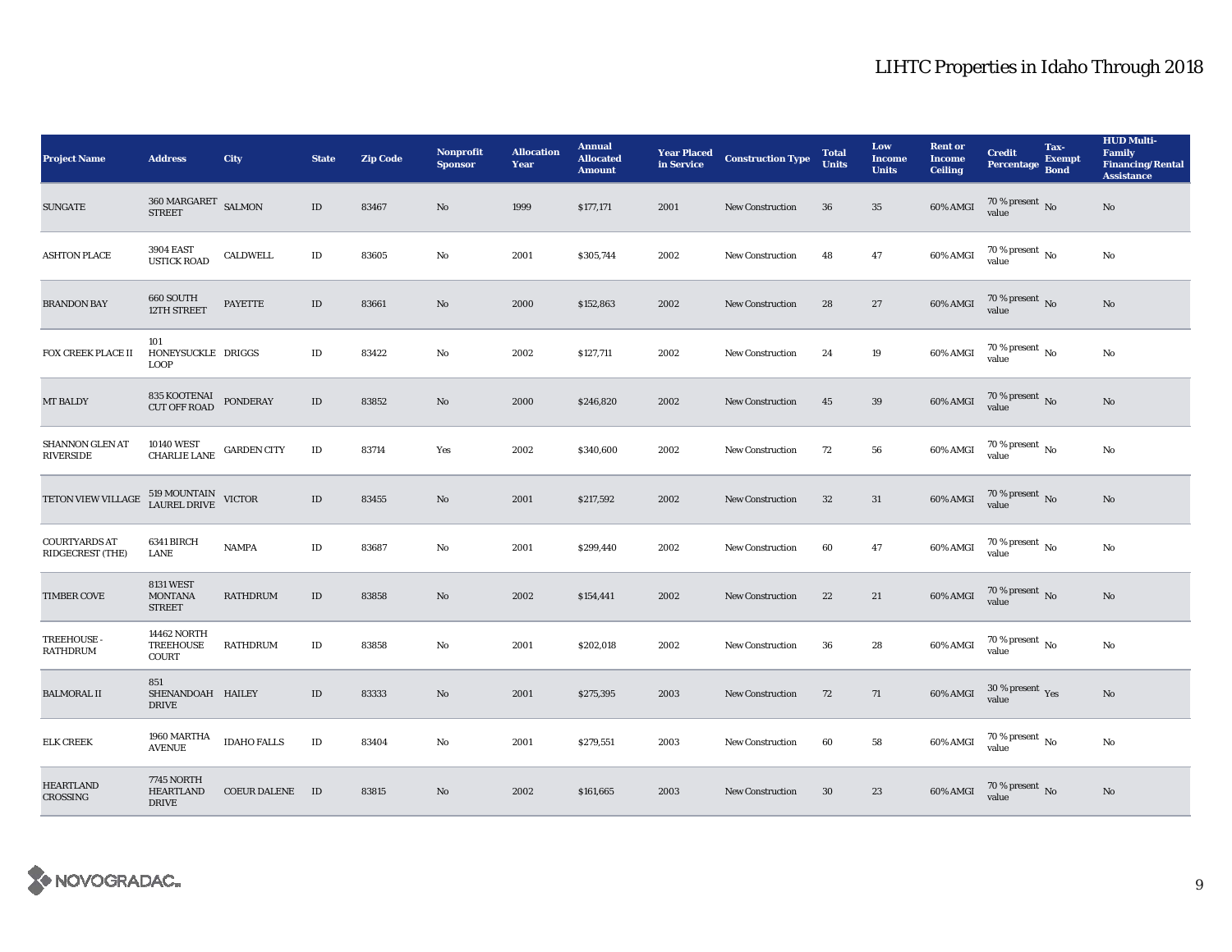| Project Name | Address | City | State | Zip Code | Nonprofit Sponsor | Allocation Year | Annual Allocated Amount | Year Placed in Service | Construction Type | Total Units | Low Income Units | Rent or Income Ceiling | Credit Percentage | Tax-Exempt Bond | HUD Multi-Family Financing/Rental Assistance |
|---|---|---|---|---|---|---|---|---|---|---|---|---|---|---|---|
| SUNGATE | 360 MARGARET STREET | SALMON | ID | 83467 | No | 1999 | $177,171 | 2001 | New Construction | 36 | 35 | 60% AMGI | 70 % present value | No | No |
| ASHTON PLACE | 3904 EAST USTICK ROAD | CALDWELL | ID | 83605 | No | 2001 | $305,744 | 2002 | New Construction | 48 | 47 | 60% AMGI | 70 % present value | No | No |
| BRANDON BAY | 660 SOUTH 12TH STREET | PAYETTE | ID | 83661 | No | 2000 | $152,863 | 2002 | New Construction | 28 | 27 | 60% AMGI | 70 % present value | No | No |
| FOX CREEK PLACE II | 101 HONEYSUCKLE LOOP | DRIGGS | ID | 83422 | No | 2002 | $127,711 | 2002 | New Construction | 24 | 19 | 60% AMGI | 70 % present value | No | No |
| MT BALDY | 835 KOOTENAI CUT OFF ROAD | PONDERAY | ID | 83852 | No | 2000 | $246,820 | 2002 | New Construction | 45 | 39 | 60% AMGI | 70 % present value | No | No |
| SHANNON GLEN AT RIVERSIDE | 10140 WEST CHARLIE LANE | GARDEN CITY | ID | 83714 | Yes | 2002 | $340,600 | 2002 | New Construction | 72 | 56 | 60% AMGI | 70 % present value | No | No |
| TETON VIEW VILLAGE | 519 MOUNTAIN LAUREL DRIVE | VICTOR | ID | 83455 | No | 2001 | $217,592 | 2002 | New Construction | 32 | 31 | 60% AMGI | 70 % present value | No | No |
| COURTYARDS AT RIDGECREST (THE) | 6341 BIRCH LANE | NAMPA | ID | 83687 | No | 2001 | $299,440 | 2002 | New Construction | 60 | 47 | 60% AMGI | 70 % present value | No | No |
| TIMBER COVE | 8131 WEST MONTANA STREET | RATHDRUM | ID | 83858 | No | 2002 | $154,441 | 2002 | New Construction | 22 | 21 | 60% AMGI | 70 % present value | No | No |
| TREEHOUSE - RATHDRUM | 14462 NORTH TREEHOUSE COURT | RATHDRUM | ID | 83858 | No | 2001 | $202,018 | 2002 | New Construction | 36 | 28 | 60% AMGI | 70 % present value | No | No |
| BALMORAL II | 851 SHENANDOAH DRIVE | HAILEY | ID | 83333 | No | 2001 | $275,395 | 2003 | New Construction | 72 | 71 | 60% AMGI | 30 % present value | Yes | No |
| ELK CREEK | 1960 MARTHA AVENUE | IDAHO FALLS | ID | 83404 | No | 2001 | $279,551 | 2003 | New Construction | 60 | 58 | 60% AMGI | 70 % present value | No | No |
| HEARTLAND CROSSING | 7745 NORTH HEARTLAND DRIVE | COEUR DALENE | ID | 83815 | No | 2002 | $161,665 | 2003 | New Construction | 30 | 23 | 60% AMGI | 70 % present value | No | No |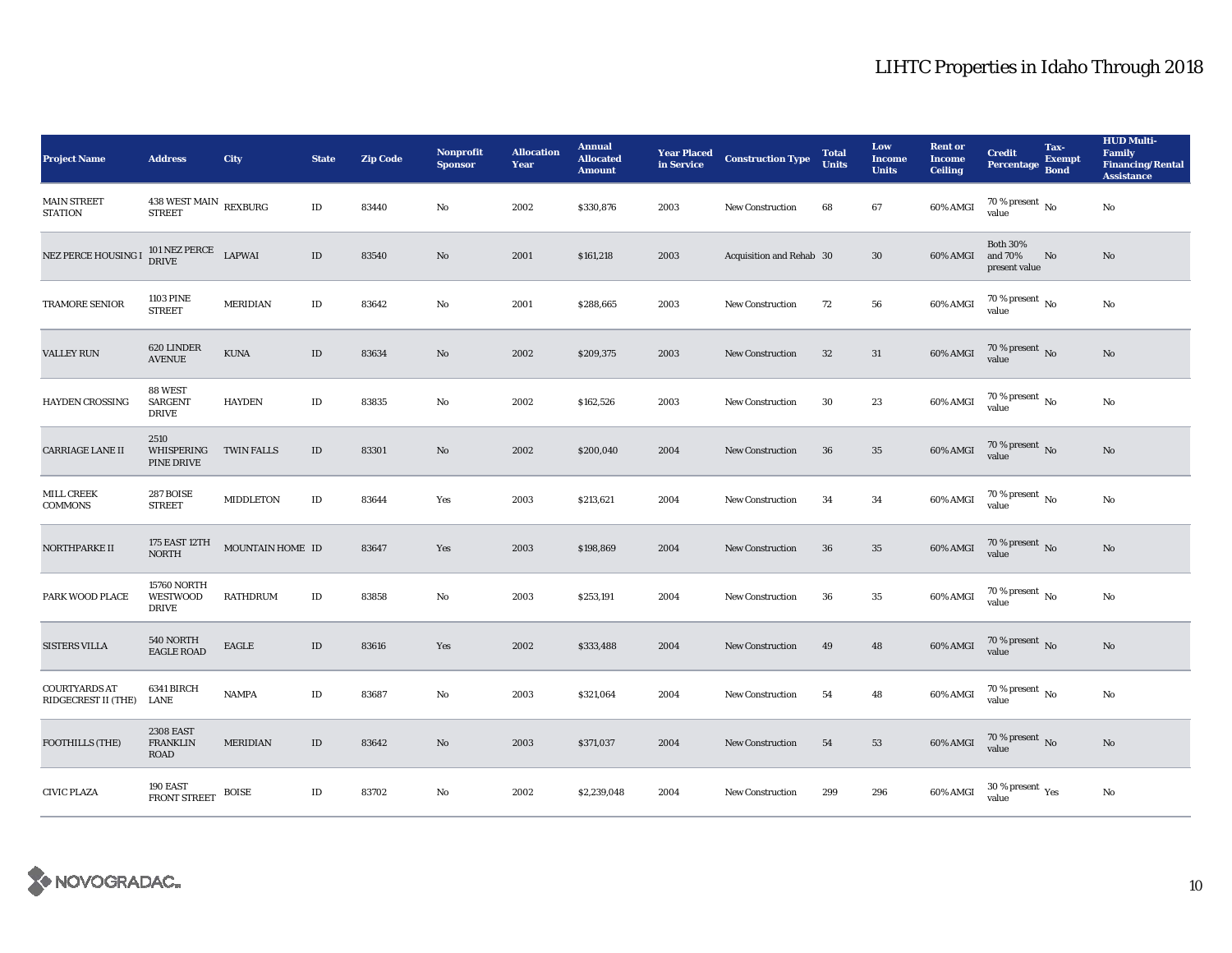# LIHTC Properties in Idaho Through 2018

| Project Name | Address | City | State | Zip Code | Nonprofit Sponsor | Allocation Year | Annual Allocated Amount | Year Placed in Service | Construction Type | Total Units | Low Income Units | Rent or Income Ceiling | Credit Percentage | Tax-Exempt Bond | HUD Multi-Family Financing/Rental Assistance |
|---|---|---|---|---|---|---|---|---|---|---|---|---|---|---|---|
| MAIN STREET STATION | 438 WEST MAIN STREET | REXBURG | ID | 83440 | No | 2002 | $330,876 | 2003 | New Construction | 68 | 67 | 60% AMGI | 70 % present value | No | No |
| NEZ PERCE HOUSING I | 101 NEZ PERCE DRIVE | LAPWAI | ID | 83540 | No | 2001 | $161,218 | 2003 | Acquisition and Rehab | 30 | 30 | 60% AMGI | Both 30% and 70% present value | No | No |
| TRAMORE SENIOR | 1103 PINE STREET | MERIDIAN | ID | 83642 | No | 2001 | $288,665 | 2003 | New Construction | 72 | 56 | 60% AMGI | 70 % present value | No | No |
| VALLEY RUN | 620 LINDER AVENUE | KUNA | ID | 83634 | No | 2002 | $209,375 | 2003 | New Construction | 32 | 31 | 60% AMGI | 70 % present value | No | No |
| HAYDEN CROSSING | 88 WEST SARGENT DRIVE | HAYDEN | ID | 83835 | No | 2002 | $162,526 | 2003 | New Construction | 30 | 23 | 60% AMGI | 70 % present value | No | No |
| CARRIAGE LANE II | 2510 WHISPERING PINE DRIVE | TWIN FALLS | ID | 83301 | No | 2002 | $200,040 | 2004 | New Construction | 36 | 35 | 60% AMGI | 70 % present value | No | No |
| MILL CREEK COMMONS | 287 BOISE STREET | MIDDLETON | ID | 83644 | Yes | 2003 | $213,621 | 2004 | New Construction | 34 | 34 | 60% AMGI | 70 % present value | No | No |
| NORTHPARKE II | 175 EAST 12TH NORTH | MOUNTAIN HOME | ID | 83647 | Yes | 2003 | $198,869 | 2004 | New Construction | 36 | 35 | 60% AMGI | 70 % present value | No | No |
| PARK WOOD PLACE | 15760 NORTH WESTWOOD DRIVE | RATHDRUM | ID | 83858 | No | 2003 | $253,191 | 2004 | New Construction | 36 | 35 | 60% AMGI | 70 % present value | No | No |
| SISTERS VILLA | 540 NORTH EAGLE ROAD | EAGLE | ID | 83616 | Yes | 2002 | $333,488 | 2004 | New Construction | 49 | 48 | 60% AMGI | 70 % present value | No | No |
| COURTYARDS AT RIDGECREST II (THE) | 6341 BIRCH LANE | NAMPA | ID | 83687 | No | 2003 | $321,064 | 2004 | New Construction | 54 | 48 | 60% AMGI | 70 % present value | No | No |
| FOOTHILLS (THE) | 2308 EAST FRANKLIN ROAD | MERIDIAN | ID | 83642 | No | 2003 | $371,037 | 2004 | New Construction | 54 | 53 | 60% AMGI | 70 % present value | No | No |
| CIVIC PLAZA | 190 EAST FRONT STREET | BOISE | ID | 83702 | No | 2002 | $2,239,048 | 2004 | New Construction | 299 | 296 | 60% AMGI | 30 % present value | Yes | No |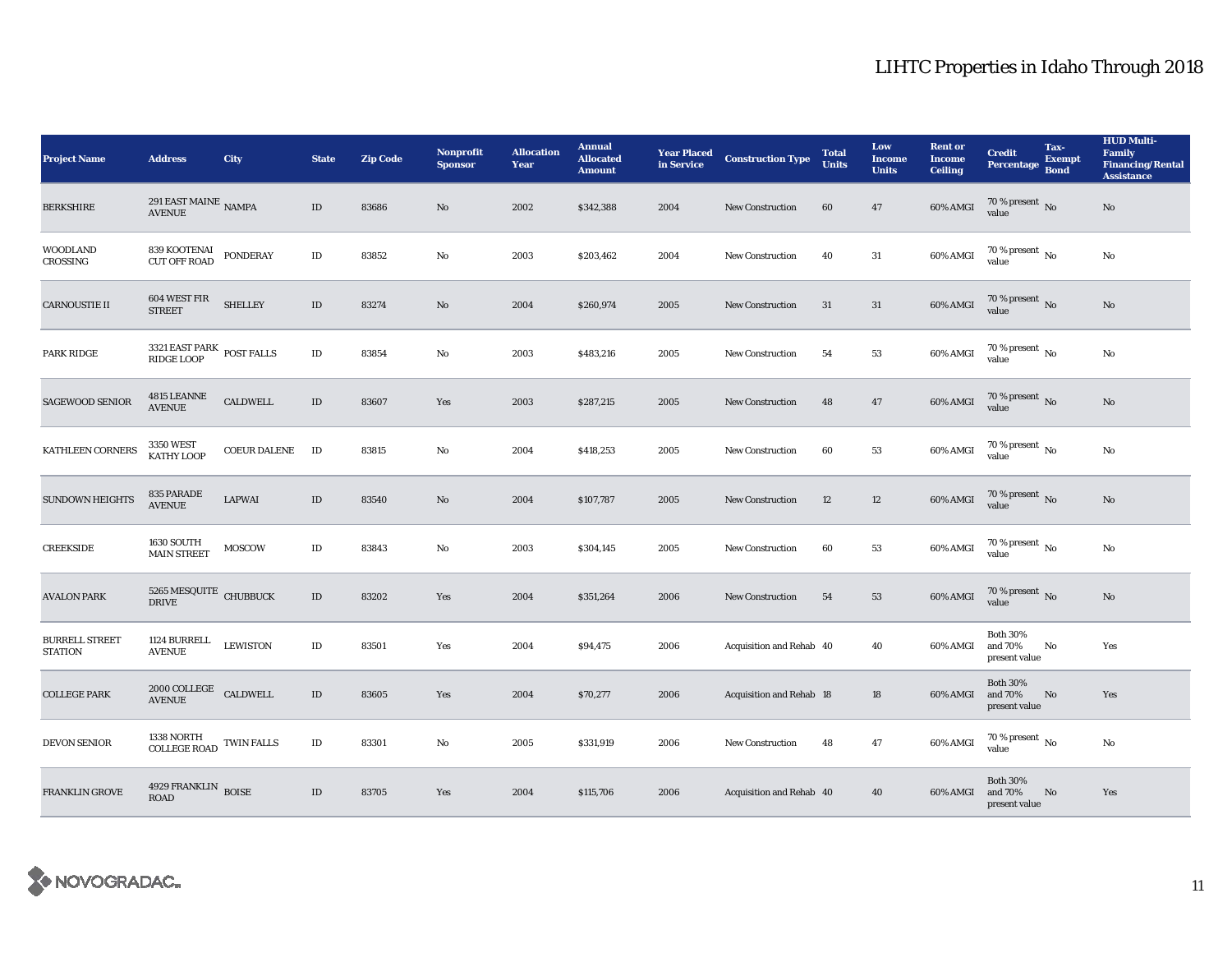# LIHTC Properties in Idaho Through 2018

| Project Name | Address | City | State | Zip Code | Nonprofit Sponsor | Allocation Year | Annual Allocated Amount | Year Placed in Service | Construction Type | Total Units | Low Income Units | Rent or Income Ceiling | Credit Percentage | Tax-Exempt Bond | HUD Multi-Family Financing/Rental Assistance |
|---|---|---|---|---|---|---|---|---|---|---|---|---|---|---|---|
| BERKSHIRE | 291 EAST MAINE AVENUE | NAMPA | ID | 83686 | No | 2002 | $342,388 | 2004 | New Construction | 60 | 47 | 60% AMGI | 70 % present value | No | No |
| WOODLAND CROSSING | 839 KOOTENAI CUT OFF ROAD | PONDERAY | ID | 83852 | No | 2003 | $203,462 | 2004 | New Construction | 40 | 31 | 60% AMGI | 70 % present value | No | No |
| CARNOUSTIE II | 604 WEST FIR STREET | SHELLEY | ID | 83274 | No | 2004 | $260,974 | 2005 | New Construction | 31 | 31 | 60% AMGI | 70 % present value | No | No |
| PARK RIDGE | 3321 EAST PARK RIDGE LOOP | POST FALLS | ID | 83854 | No | 2003 | $483,216 | 2005 | New Construction | 54 | 53 | 60% AMGI | 70 % present value | No | No |
| SAGEWOOD SENIOR | 4815 LEANNE AVENUE | CALDWELL | ID | 83607 | Yes | 2003 | $287,215 | 2005 | New Construction | 48 | 47 | 60% AMGI | 70 % present value | No | No |
| KATHLEEN CORNERS | 3350 WEST KATHY LOOP | COEUR DALENE | ID | 83815 | No | 2004 | $418,253 | 2005 | New Construction | 60 | 53 | 60% AMGI | 70 % present value | No | No |
| SUNDOWN HEIGHTS | 835 PARADE AVENUE | LAPWAI | ID | 83540 | No | 2004 | $107,787 | 2005 | New Construction | 12 | 12 | 60% AMGI | 70 % present value | No | No |
| CREEKSIDE | 1630 SOUTH MAIN STREET | MOSCOW | ID | 83843 | No | 2003 | $304,145 | 2005 | New Construction | 60 | 53 | 60% AMGI | 70 % present value | No | No |
| AVALON PARK | 5265 MESQUITE DRIVE | CHUBBUCK | ID | 83202 | Yes | 2004 | $351,264 | 2006 | New Construction | 54 | 53 | 60% AMGI | 70 % present value | No | No |
| BURRELL STREET STATION | 1124 BURRELL AVENUE | LEWISTON | ID | 83501 | Yes | 2004 | $94,475 | 2006 | Acquisition and Rehab | 40 | 40 | 60% AMGI | Both 30% and 70% present value | No | Yes |
| COLLEGE PARK | 2000 COLLEGE AVENUE | CALDWELL | ID | 83605 | Yes | 2004 | $70,277 | 2006 | Acquisition and Rehab | 18 | 18 | 60% AMGI | Both 30% and 70% present value | No | Yes |
| DEVON SENIOR | 1338 NORTH COLLEGE ROAD | TWIN FALLS | ID | 83301 | No | 2005 | $331,919 | 2006 | New Construction | 48 | 47 | 60% AMGI | 70 % present value | No | No |
| FRANKLIN GROVE | 4929 FRANKLIN ROAD | BOISE | ID | 83705 | Yes | 2004 | $115,706 | 2006 | Acquisition and Rehab | 40 | 40 | 60% AMGI | Both 30% and 70% present value | No | Yes |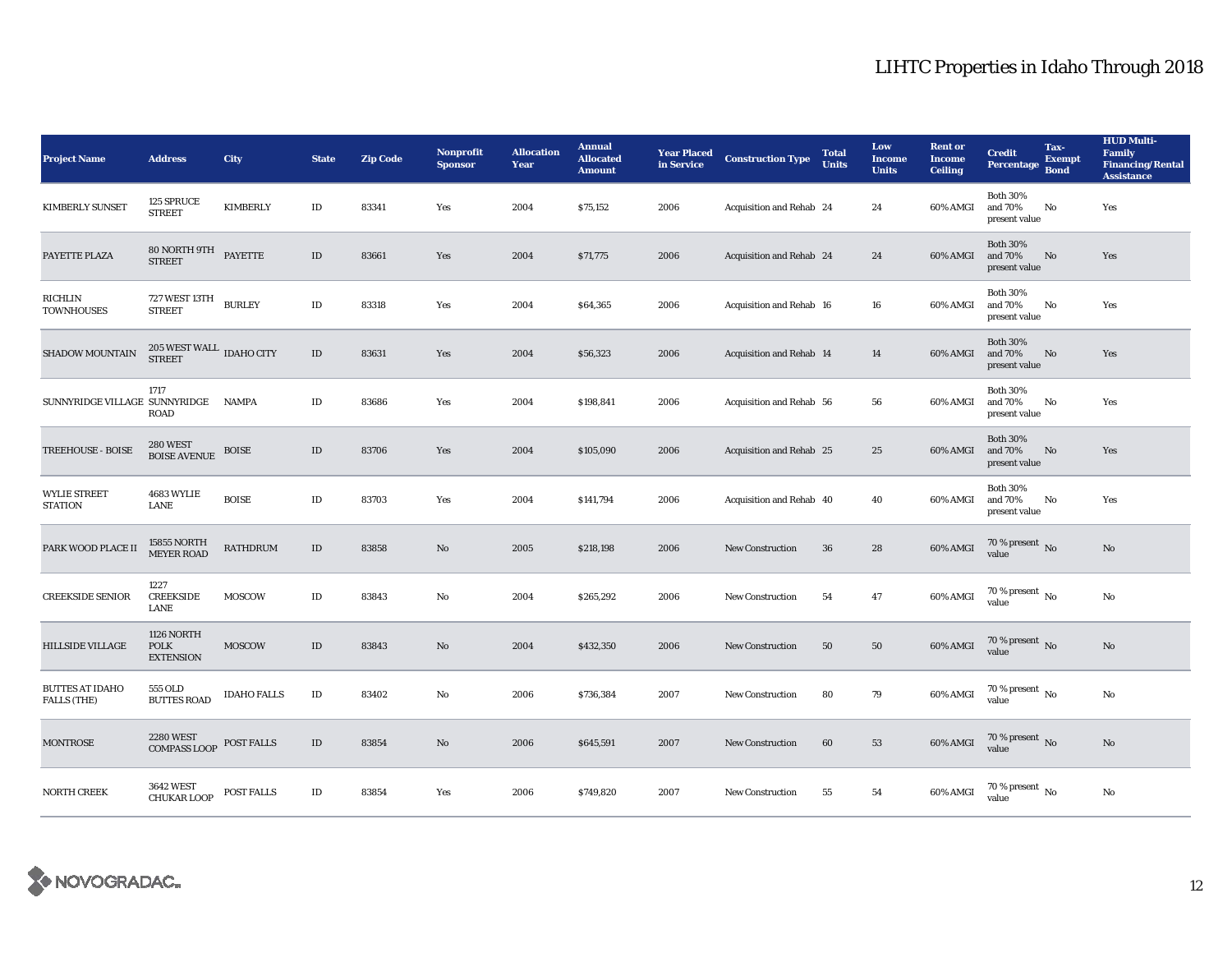# LIHTC Properties in Idaho Through 2018

| Project Name | Address | City | State | Zip Code | Nonprofit Sponsor | Allocation Year | Annual Allocated Amount | Year Placed in Service | Construction Type | Total Units | Low Income Units | Rent or Income Ceiling | Credit Percentage | Tax-Exempt Bond | HUD Multi-Family Financing/Rental Assistance |
|---|---|---|---|---|---|---|---|---|---|---|---|---|---|---|---|
| KIMBERLY SUNSET | 125 SPRUCE STREET | KIMBERLY | ID | 83341 | Yes | 2004 | $75,152 | 2006 | Acquisition and Rehab | 24 | 24 | 60% AMGI | Both 30% and 70% present value | No | Yes |
| PAYETTE PLAZA | 80 NORTH 9TH STREET | PAYETTE | ID | 83661 | Yes | 2004 | $71,775 | 2006 | Acquisition and Rehab | 24 | 24 | 60% AMGI | Both 30% and 70% present value | No | Yes |
| RICHLIN TOWNHOUSES | 727 WEST 13TH STREET | BURLEY | ID | 83318 | Yes | 2004 | $64,365 | 2006 | Acquisition and Rehab | 16 | 16 | 60% AMGI | Both 30% and 70% present value | No | Yes |
| SHADOW MOUNTAIN | 205 WEST WALL STREET | IDAHO CITY | ID | 83631 | Yes | 2004 | $56,323 | 2006 | Acquisition and Rehab | 14 | 14 | 60% AMGI | Both 30% and 70% present value | No | Yes |
| SUNNYRIDGE VILLAGE | 1717 SUNNYRIDGE ROAD | NAMPA | ID | 83686 | Yes | 2004 | $198,841 | 2006 | Acquisition and Rehab | 56 | 56 | 60% AMGI | Both 30% and 70% present value | No | Yes |
| TREEHOUSE - BOISE | 280 WEST BOISE AVENUE | BOISE | ID | 83706 | Yes | 2004 | $105,090 | 2006 | Acquisition and Rehab | 25 | 25 | 60% AMGI | Both 30% and 70% present value | No | Yes |
| WYLIE STREET STATION | 4683 WYLIE LANE | BOISE | ID | 83703 | Yes | 2004 | $141,794 | 2006 | Acquisition and Rehab | 40 | 40 | 60% AMGI | Both 30% and 70% present value | No | Yes |
| PARK WOOD PLACE II | 15855 NORTH MEYER ROAD | RATHDRUM | ID | 83858 | No | 2005 | $218,198 | 2006 | New Construction | 36 | 28 | 60% AMGI | 70 % present value | No | No |
| CREEKSIDE SENIOR | 1227 CREEKSIDE LANE | MOSCOW | ID | 83843 | No | 2004 | $265,292 | 2006 | New Construction | 54 | 47 | 60% AMGI | 70 % present value | No | No |
| HILLSIDE VILLAGE | 1126 NORTH POLK EXTENSION | MOSCOW | ID | 83843 | No | 2004 | $432,350 | 2006 | New Construction | 50 | 50 | 60% AMGI | 70 % present value | No | No |
| BUTTES AT IDAHO FALLS (THE) | 555 OLD BUTTES ROAD | IDAHO FALLS | ID | 83402 | No | 2006 | $736,384 | 2007 | New Construction | 80 | 79 | 60% AMGI | 70 % present value | No | No |
| MONTROSE | 2280 WEST COMPASS LOOP | POST FALLS | ID | 83854 | No | 2006 | $645,591 | 2007 | New Construction | 60 | 53 | 60% AMGI | 70 % present value | No | No |
| NORTH CREEK | 3642 WEST CHUKAR LOOP | POST FALLS | ID | 83854 | Yes | 2006 | $749,820 | 2007 | New Construction | 55 | 54 | 60% AMGI | 70 % present value | No | No |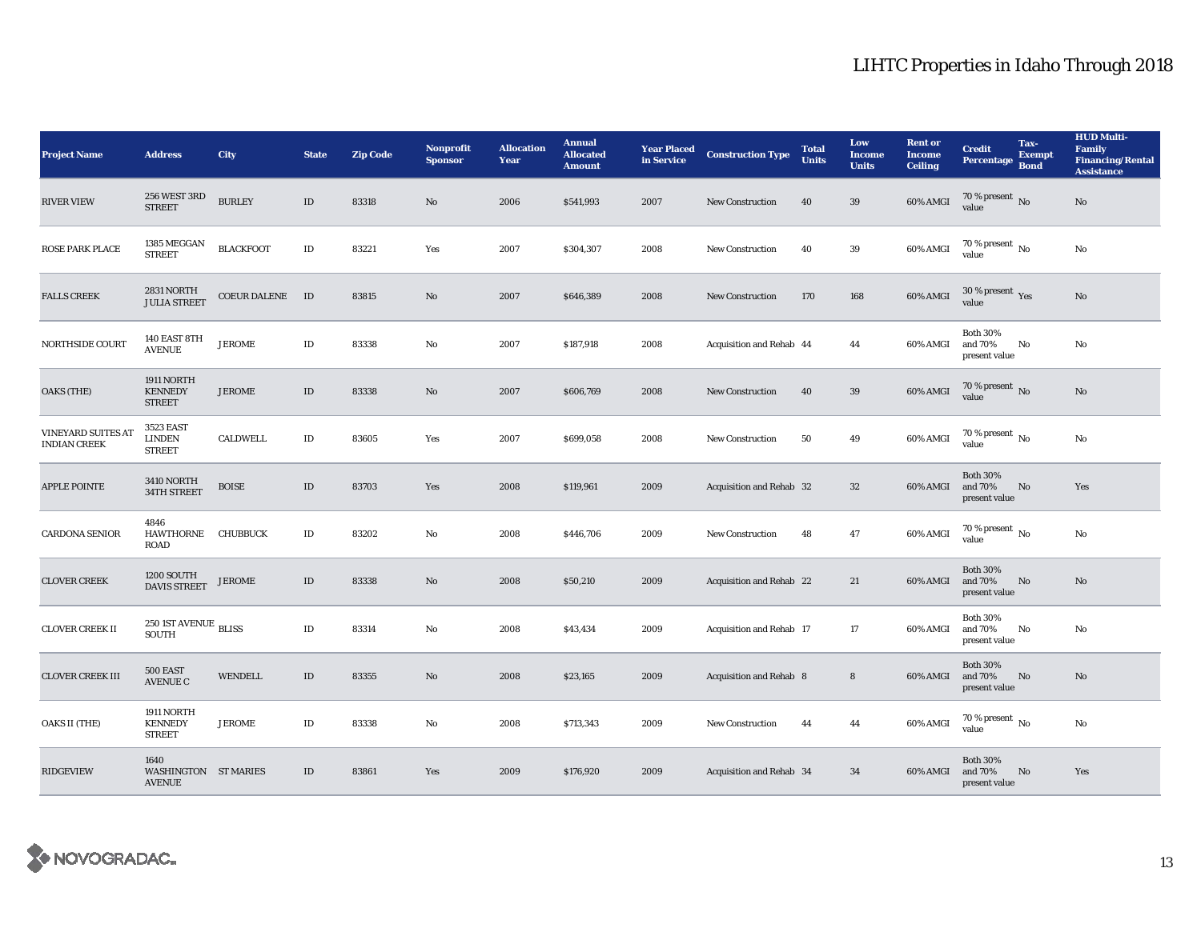# LIHTC Properties in Idaho Through 2018

| Project Name | Address | City | State | Zip Code | Nonprofit Sponsor | Allocation Year | Annual Allocated Amount | Year Placed in Service | Construction Type | Total Units | Low Income Units | Rent or Income Ceiling | Credit Percentage | Tax-Exempt Bond | HUD Multi-Family Financing/Rental Assistance |
|---|---|---|---|---|---|---|---|---|---|---|---|---|---|---|---|
| RIVER VIEW | 256 WEST 3RD STREET | BURLEY | ID | 83318 | No | 2006 | $541,993 | 2007 | New Construction | 40 | 39 | 60% AMGI | 70 % present value | No | No |
| ROSE PARK PLACE | 1385 MEGGAN STREET | BLACKFOOT | ID | 83221 | Yes | 2007 | $304,307 | 2008 | New Construction | 40 | 39 | 60% AMGI | 70 % present value | No | No |
| FALLS CREEK | 2831 NORTH JULIA STREET | COEUR DALENE | ID | 83815 | No | 2007 | $646,389 | 2008 | New Construction | 170 | 168 | 60% AMGI | 30 % present value | Yes | No |
| NORTHSIDE COURT | 140 EAST 8TH AVENUE | JEROME | ID | 83338 | No | 2007 | $187,918 | 2008 | Acquisition and Rehab | 44 | 44 | 60% AMGI | Both 30% and 70% present value | No | No |
| OAKS (THE) | 1911 NORTH KENNEDY STREET | JEROME | ID | 83338 | No | 2007 | $606,769 | 2008 | New Construction | 40 | 39 | 60% AMGI | 70 % present value | No | No |
| VINEYARD SUITES AT INDIAN CREEK | 3523 EAST LINDEN STREET | CALDWELL | ID | 83605 | Yes | 2007 | $699,058 | 2008 | New Construction | 50 | 49 | 60% AMGI | 70 % present value | No | No |
| APPLE POINTE | 3410 NORTH 34TH STREET | BOISE | ID | 83703 | Yes | 2008 | $119,961 | 2009 | Acquisition and Rehab | 32 | 32 | 60% AMGI | Both 30% and 70% present value | No | Yes |
| CARDONA SENIOR | 4846 HAWTHORNE ROAD | CHUBBUCK | ID | 83202 | No | 2008 | $446,706 | 2009 | New Construction | 48 | 47 | 60% AMGI | 70 % present value | No | No |
| CLOVER CREEK | 1200 SOUTH DAVIS STREET | JEROME | ID | 83338 | No | 2008 | $50,210 | 2009 | Acquisition and Rehab | 22 | 21 | 60% AMGI | Both 30% and 70% present value | No | No |
| CLOVER CREEK II | 250 1ST AVENUE SOUTH | BLISS | ID | 83314 | No | 2008 | $43,434 | 2009 | Acquisition and Rehab | 17 | 17 | 60% AMGI | Both 30% and 70% present value | No | No |
| CLOVER CREEK III | 500 EAST AVENUE C | WENDELL | ID | 83355 | No | 2008 | $23,165 | 2009 | Acquisition and Rehab | 8 | 8 | 60% AMGI | Both 30% and 70% present value | No | No |
| OAKS II (THE) | 1911 NORTH KENNEDY STREET | JEROME | ID | 83338 | No | 2008 | $713,343 | 2009 | New Construction | 44 | 44 | 60% AMGI | 70 % present value | No | No |
| RIDGEVIEW | 1640 WASHINGTON AVENUE | ST MARIES | ID | 83861 | Yes | 2009 | $176,920 | 2009 | Acquisition and Rehab | 34 | 34 | 60% AMGI | Both 30% and 70% present value | No | Yes |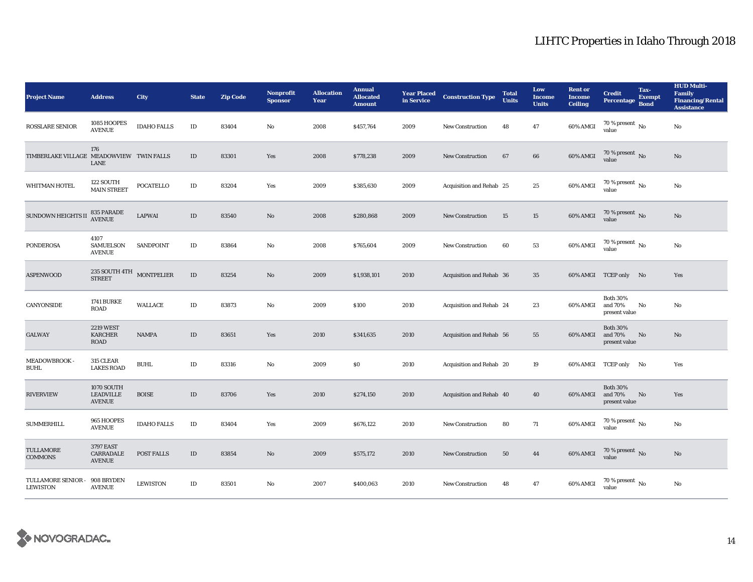# LIHTC Properties in Idaho Through 2018

| Project Name | Address | City | State | Zip Code | Nonprofit Sponsor | Allocation Year | Annual Allocated Amount | Year Placed in Service | Construction Type | Total Units | Low Income Units | Rent or Income Ceiling | Credit Percentage | Tax-Exempt Bond | HUD Multi-Family Financing/Rental Assistance |
|---|---|---|---|---|---|---|---|---|---|---|---|---|---|---|---|
| ROSSLARE SENIOR | 1085 HOOPES AVENUE | IDAHO FALLS | ID | 83404 | No | 2008 | $457,764 | 2009 | New Construction | 48 | 47 | 60% AMGI | 70 % present value | No | No |
| TIMBERLAKE VILLAGE | 176 MEADOWVIEW LANE | TWIN FALLS | ID | 83301 | Yes | 2008 | $778,238 | 2009 | New Construction | 67 | 66 | 60% AMGI | 70 % present value | No | No |
| WHITMAN HOTEL | 122 SOUTH MAIN STREET | POCATELLO | ID | 83204 | Yes | 2009 | $385,630 | 2009 | Acquisition and Rehab | 25 | 25 | 60% AMGI | 70 % present value | No | No |
| SUNDOWN HEIGHTS II | 835 PARADE AVENUE | LAPWAI | ID | 83540 | No | 2008 | $280,868 | 2009 | New Construction | 15 | 15 | 60% AMGI | 70 % present value | No | No |
| PONDEROSA | 4107 SAMUELSON AVENUE | SANDPOINT | ID | 83864 | No | 2008 | $765,604 | 2009 | New Construction | 60 | 53 | 60% AMGI | 70 % present value | No | No |
| ASPENWOOD | 235 SOUTH 4TH STREET | MONTPELIER | ID | 83254 | No | 2009 | $1,938,101 | 2010 | Acquisition and Rehab | 36 | 35 | 60% AMGI | TCEP only | No | Yes |
| CANYONSIDE | 1741 BURKE ROAD | WALLACE | ID | 83873 | No | 2009 | $100 | 2010 | Acquisition and Rehab | 24 | 23 | 60% AMGI | Both 30% and 70% present value | No | No |
| GALWAY | 2219 WEST KARCHER ROAD | NAMPA | ID | 83651 | Yes | 2010 | $341,635 | 2010 | Acquisition and Rehab | 56 | 55 | 60% AMGI | Both 30% and 70% present value | No | No |
| MEADOWBROOK - BUHL | 315 CLEAR LAKES ROAD | BUHL | ID | 83316 | No | 2009 | $0 | 2010 | Acquisition and Rehab | 20 | 19 | 60% AMGI | TCEP only | No | Yes |
| RIVERVIEW | 1070 SOUTH LEADVILLE AVENUE | BOISE | ID | 83706 | Yes | 2010 | $274,150 | 2010 | Acquisition and Rehab | 40 | 40 | 60% AMGI | Both 30% and 70% present value | No | Yes |
| SUMMERHILL | 965 HOOPES AVENUE | IDAHO FALLS | ID | 83404 | Yes | 2009 | $676,122 | 2010 | New Construction | 80 | 71 | 60% AMGI | 70 % present value | No | No |
| TULLAMORE COMMONS | 3797 EAST CARRADALE AVENUE | POST FALLS | ID | 83854 | No | 2009 | $575,172 | 2010 | New Construction | 50 | 44 | 60% AMGI | 70 % present value | No | No |
| TULLAMORE SENIOR - LEWISTON | 908 BRYDEN AVENUE | LEWISTON | ID | 83501 | No | 2007 | $400,063 | 2010 | New Construction | 48 | 47 | 60% AMGI | 70 % present value | No | No |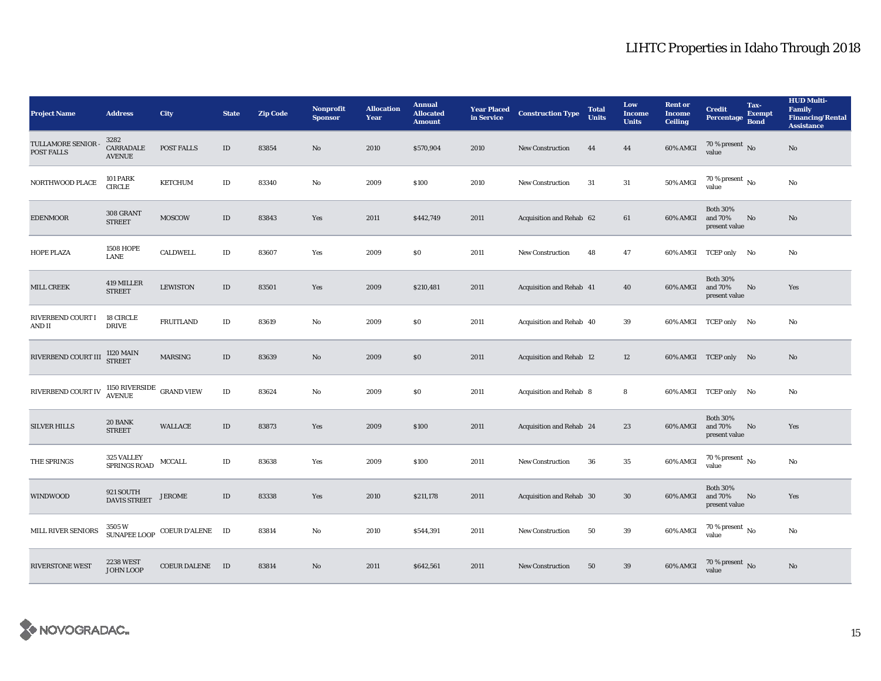# LIHTC Properties in Idaho Through 2018

| Project Name | Address | City | State | Zip Code | Nonprofit Sponsor | Allocation Year | Annual Allocated Amount | Year Placed in Service | Construction Type | Total Units | Low Income Units | Rent or Income Ceiling | Credit Percentage | Tax-Exempt Bond | HUD Multi-Family Financing/Rental Assistance |
|---|---|---|---|---|---|---|---|---|---|---|---|---|---|---|---|
| TULLAMORE SENIOR - POST FALLS | 3282 CARRADALE AVENUE | POST FALLS | ID | 83854 | No | 2010 | $570,904 | 2010 | New Construction | 44 | 44 | 60% AMGI | 70 % present value | No | No |
| NORTHWOOD PLACE | 101 PARK CIRCLE | KETCHUM | ID | 83340 | No | 2009 | $100 | 2010 | New Construction | 31 | 31 | 50% AMGI | 70 % present value | No | No |
| EDENMOOR | 308 GRANT STREET | MOSCOW | ID | 83843 | Yes | 2011 | $442,749 | 2011 | Acquisition and Rehab | 62 | 61 | 60% AMGI | Both 30% and 70% present value | No | No |
| HOPE PLAZA | 1508 HOPE LANE | CALDWELL | ID | 83607 | Yes | 2009 | $0 | 2011 | New Construction | 48 | 47 | 60% AMGI | TCEP only | No | No |
| MILL CREEK | 419 MILLER STREET | LEWISTON | ID | 83501 | Yes | 2009 | $210,481 | 2011 | Acquisition and Rehab | 41 | 40 | 60% AMGI | Both 30% and 70% present value | No | Yes |
| RIVERBEND COURT I AND II | 18 CIRCLE DRIVE | FRUITLAND | ID | 83619 | No | 2009 | $0 | 2011 | Acquisition and Rehab | 40 | 39 | 60% AMGI | TCEP only | No | No |
| RIVERBEND COURT III | 1120 MAIN STREET | MARSING | ID | 83639 | No | 2009 | $0 | 2011 | Acquisition and Rehab | 12 | 12 | 60% AMGI | TCEP only | No | No |
| RIVERBEND COURT IV | 1150 RIVERSIDE AVENUE | GRAND VIEW | ID | 83624 | No | 2009 | $0 | 2011 | Acquisition and Rehab | 8 | 8 | 60% AMGI | TCEP only | No | No |
| SILVER HILLS | 20 BANK STREET | WALLACE | ID | 83873 | Yes | 2009 | $100 | 2011 | Acquisition and Rehab | 24 | 23 | 60% AMGI | Both 30% and 70% present value | No | Yes |
| THE SPRINGS | 325 VALLEY SPRINGS ROAD | MCCALL | ID | 83638 | Yes | 2009 | $100 | 2011 | New Construction | 36 | 35 | 60% AMGI | 70 % present value | No | No |
| WINDWOOD | 921 SOUTH DAVIS STREET | JEROME | ID | 83338 | Yes | 2010 | $211,178 | 2011 | Acquisition and Rehab | 30 | 30 | 60% AMGI | Both 30% and 70% present value | No | Yes |
| MILL RIVER SENIORS | 3505 W SUNAPEE LOOP | COEUR D'ALENE | ID | 83814 | No | 2010 | $544,391 | 2011 | New Construction | 50 | 39 | 60% AMGI | 70 % present value | No | No |
| RIVERSTONE WEST | 2238 WEST JOHN LOOP | COEUR DALENE | ID | 83814 | No | 2011 | $642,561 | 2011 | New Construction | 50 | 39 | 60% AMGI | 70 % present value | No | No |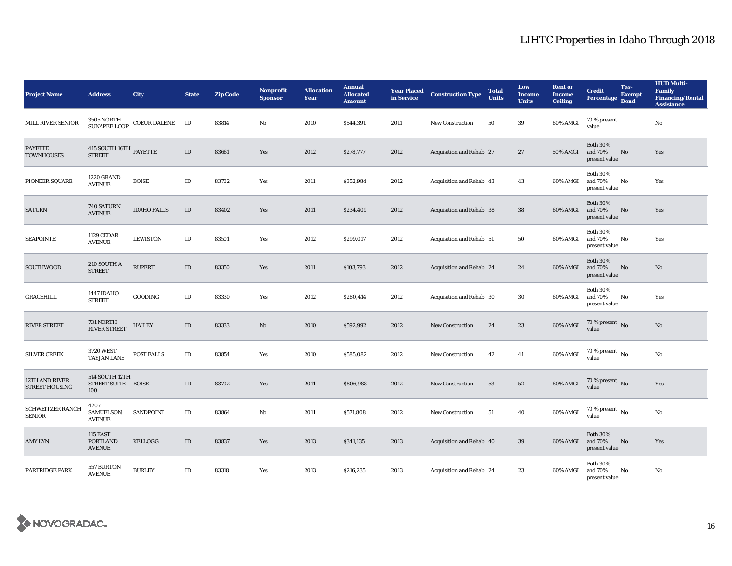# LIHTC Properties in Idaho Through 2018

| Project Name | Address | City | State | Zip Code | Nonprofit Sponsor | Allocation Year | Annual Allocated Amount | Year Placed in Service | Construction Type | Total Units | Low Income Units | Rent or Income Ceiling | Credit Percentage | Tax-Exempt Bond | HUD Multi-Family Financing/Rental Assistance |
|---|---|---|---|---|---|---|---|---|---|---|---|---|---|---|---|
| MILL RIVER SENIOR | 3505 NORTH SUNAPEE LOOP | COEUR DALENE | ID | 83814 | No | 2010 | $544,391 | 2011 | New Construction | 50 | 39 | 60% AMGI | 70 % present value | | No |
| PAYETTE TOWNHOUSES | 415 SOUTH 16TH STREET | PAYETTE | ID | 83661 | Yes | 2012 | $278,777 | 2012 | Acquisition and Rehab | 27 | 27 | 50% AMGI | Both 30% and 70% present value | No | Yes |
| PIONEER SQUARE | 1220 GRAND AVENUE | BOISE | ID | 83702 | Yes | 2011 | $352,984 | 2012 | Acquisition and Rehab | 43 | 43 | 60% AMGI | Both 30% and 70% present value | No | Yes |
| SATURN | 740 SATURN AVENUE | IDAHO FALLS | ID | 83402 | Yes | 2011 | $234,409 | 2012 | Acquisition and Rehab | 38 | 38 | 60% AMGI | Both 30% and 70% present value | No | Yes |
| SEAPOINTE | 1129 CEDAR AVENUE | LEWISTON | ID | 83501 | Yes | 2012 | $299,017 | 2012 | Acquisition and Rehab | 51 | 50 | 60% AMGI | Both 30% and 70% present value | No | Yes |
| SOUTHWOOD | 210 SOUTH A STREET | RUPERT | ID | 83350 | Yes | 2011 | $103,793 | 2012 | Acquisition and Rehab | 24 | 24 | 60% AMGI | Both 30% and 70% present value | No | No |
| GRACEHILL | 1447 IDAHO STREET | GOODING | ID | 83330 | Yes | 2012 | $280,414 | 2012 | Acquisition and Rehab | 30 | 30 | 60% AMGI | Both 30% and 70% present value | No | Yes |
| RIVER STREET | 731 NORTH RIVER STREET | HAILEY | ID | 83333 | No | 2010 | $592,992 | 2012 | New Construction | 24 | 23 | 60% AMGI | 70 % present value | No | No |
| SILVER CREEK | 3720 WEST TAYJAN LANE | POST FALLS | ID | 83854 | Yes | 2010 | $585,082 | 2012 | New Construction | 42 | 41 | 60% AMGI | 70 % present value | No | No |
| 12TH AND RIVER STREET HOUSING | 514 SOUTH 12TH STREET SUITE 100 | BOISE | ID | 83702 | Yes | 2011 | $806,988 | 2012 | New Construction | 53 | 52 | 60% AMGI | 70 % present value | No | Yes |
| SCHWEITZER RANCH SENIOR | 4207 SAMUELSON AVENUE | SANDPOINT | ID | 83864 | No | 2011 | $571,808 | 2012 | New Construction | 51 | 40 | 60% AMGI | 70 % present value | No | No |
| AMY LYN | 115 EAST PORTLAND AVENUE | KELLOGG | ID | 83837 | Yes | 2013 | $341,135 | 2013 | Acquisition and Rehab | 40 | 39 | 60% AMGI | Both 30% and 70% present value | No | Yes |
| PARTRIDGE PARK | 557 BURTON AVENUE | BURLEY | ID | 83318 | Yes | 2013 | $216,235 | 2013 | Acquisition and Rehab | 24 | 23 | 60% AMGI | Both 30% and 70% present value | No | No |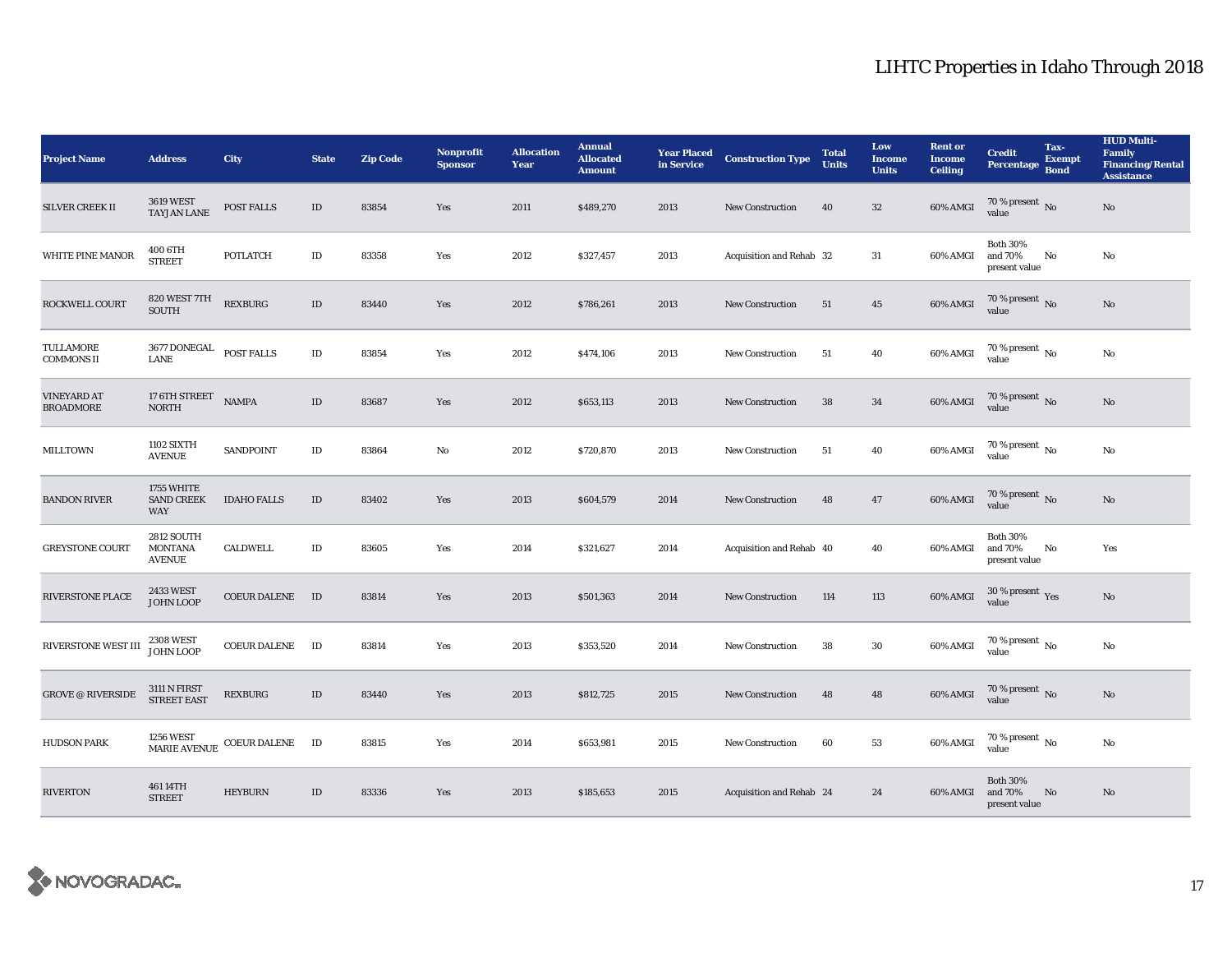# LIHTC Properties in Idaho Through 2018

| Project Name | Address | City | State | Zip Code | Nonprofit Sponsor | Allocation Year | Annual Allocated Amount | Year Placed in Service | Construction Type | Total Units | Low Income Units | Rent or Income Ceiling | Credit Percentage | Tax-Exempt Bond | HUD Multi-Family Financing/Rental Assistance |
|---|---|---|---|---|---|---|---|---|---|---|---|---|---|---|---|
| SILVER CREEK II | 3619 WEST TAYJAN LANE | POST FALLS | ID | 83854 | Yes | 2011 | $489,270 | 2013 | New Construction | 40 | 32 | 60% AMGI | 70 % present value | No | No |
| WHITE PINE MANOR | 400 6TH STREET | POTLATCH | ID | 83358 | Yes | 2012 | $327,457 | 2013 | Acquisition and Rehab | 32 | 31 | 60% AMGI | Both 30% and 70% present value | No | No |
| ROCKWELL COURT | 820 WEST 7TH SOUTH | REXBURG | ID | 83440 | Yes | 2012 | $786,261 | 2013 | New Construction | 51 | 45 | 60% AMGI | 70 % present value | No | No |
| TULLAMORE COMMONS II | 3677 DONEGAL LANE | POST FALLS | ID | 83854 | Yes | 2012 | $474,106 | 2013 | New Construction | 51 | 40 | 60% AMGI | 70 % present value | No | No |
| VINEYARD AT BROADMORE | 17 6TH STREET NORTH | NAMPA | ID | 83687 | Yes | 2012 | $653,113 | 2013 | New Construction | 38 | 34 | 60% AMGI | 70 % present value | No | No |
| MILLTOWN | 1102 SIXTH AVENUE | SANDPOINT | ID | 83864 | No | 2012 | $720,870 | 2013 | New Construction | 51 | 40 | 60% AMGI | 70 % present value | No | No |
| BANDON RIVER | 1755 WHITE SAND CREEK WAY | IDAHO FALLS | ID | 83402 | Yes | 2013 | $604,579 | 2014 | New Construction | 48 | 47 | 60% AMGI | 70 % present value | No | No |
| GREYSTONE COURT | 2812 SOUTH MONTANA AVENUE | CALDWELL | ID | 83605 | Yes | 2014 | $321,627 | 2014 | Acquisition and Rehab | 40 | 40 | 60% AMGI | Both 30% and 70% present value | No | Yes |
| RIVERSTONE PLACE | 2433 WEST JOHN LOOP | COEUR DALENE | ID | 83814 | Yes | 2013 | $501,363 | 2014 | New Construction | 114 | 113 | 60% AMGI | 30 % present value | Yes | No |
| RIVERSTONE WEST III | 2308 WEST JOHN LOOP | COEUR DALENE | ID | 83814 | Yes | 2013 | $353,520 | 2014 | New Construction | 38 | 30 | 60% AMGI | 70 % present value | No | No |
| GROVE @ RIVERSIDE | 3111 N FIRST STREET EAST | REXBURG | ID | 83440 | Yes | 2013 | $812,725 | 2015 | New Construction | 48 | 48 | 60% AMGI | 70 % present value | No | No |
| HUDSON PARK | 1256 WEST MARIE AVENUE | COEUR DALENE | ID | 83815 | Yes | 2014 | $653,981 | 2015 | New Construction | 60 | 53 | 60% AMGI | 70 % present value | No | No |
| RIVERTON | 461 14TH STREET | HEYBURN | ID | 83336 | Yes | 2013 | $185,653 | 2015 | Acquisition and Rehab | 24 | 24 | 60% AMGI | Both 30% and 70% present value | No | No |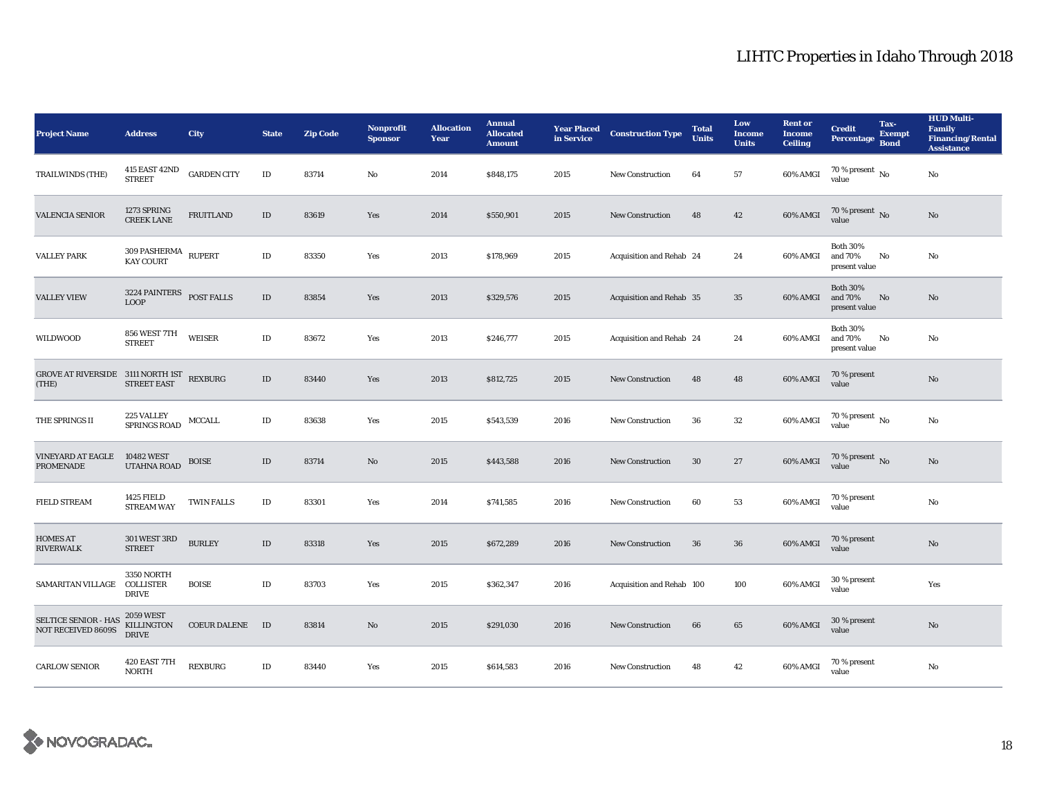# LIHTC Properties in Idaho Through 2018

| Project Name | Address | City | State | Zip Code | Nonprofit Sponsor | Allocation Year | Annual Allocated Amount | Year Placed in Service | Construction Type | Total Units | Low Income Units | Rent or Income Ceiling | Credit Percentage | Tax-Exempt Bond | HUD Multi-Family Financing/Rental Assistance |
|---|---|---|---|---|---|---|---|---|---|---|---|---|---|---|---|
| TRAILWINDS (THE) | 415 EAST 42ND STREET | GARDEN CITY | ID | 83714 | No | 2014 | $848,175 | 2015 | New Construction | 64 | 57 | 60% AMGI | 70 % present value | No | No |
| VALENCIA SENIOR | 1273 SPRING CREEK LANE | FRUITLAND | ID | 83619 | Yes | 2014 | $550,901 | 2015 | New Construction | 48 | 42 | 60% AMGI | 70 % present value | No | No |
| VALLEY PARK | 309 PASHERMA KAY COURT | RUPERT | ID | 83350 | Yes | 2013 | $178,969 | 2015 | Acquisition and Rehab | 24 | 24 | 60% AMGI | Both 30% and 70% present value | No | No |
| VALLEY VIEW | 3224 PAINTERS LOOP | POST FALLS | ID | 83854 | Yes | 2013 | $329,576 | 2015 | Acquisition and Rehab | 35 | 35 | 60% AMGI | Both 30% and 70% present value | No | No |
| WILDWOOD | 856 WEST 7TH STREET | WEISER | ID | 83672 | Yes | 2013 | $246,777 | 2015 | Acquisition and Rehab | 24 | 24 | 60% AMGI | Both 30% and 70% present value | No | No |
| GROVE AT RIVERSIDE (THE) | 3111 NORTH 1ST STREET EAST | REXBURG | ID | 83440 | Yes | 2013 | $812,725 | 2015 | New Construction | 48 | 48 | 60% AMGI | 70 % present value | | No |
| THE SPRINGS II | 225 VALLEY SPRINGS ROAD | MCCALL | ID | 83638 | Yes | 2015 | $543,539 | 2016 | New Construction | 36 | 32 | 60% AMGI | 70 % present value | No | No |
| VINEYARD AT EAGLE PROMENADE | 10482 WEST UTAHNA ROAD | BOISE | ID | 83714 | No | 2015 | $443,588 | 2016 | New Construction | 30 | 27 | 60% AMGI | 70 % present value | No | No |
| FIELD STREAM | 1425 FIELD STREAM WAY | TWIN FALLS | ID | 83301 | Yes | 2014 | $741,585 | 2016 | New Construction | 60 | 53 | 60% AMGI | 70 % present value | | No |
| HOMES AT RIVERWALK | 301 WEST 3RD STREET | BURLEY | ID | 83318 | Yes | 2015 | $672,289 | 2016 | New Construction | 36 | 36 | 60% AMGI | 70 % present value | | No |
| SAMARITAN VILLAGE | 3350 NORTH COLLISTER DRIVE | BOISE | ID | 83703 | Yes | 2015 | $362,347 | 2016 | Acquisition and Rehab | 100 | 100 | 60% AMGI | 30 % present value | | Yes |
| SELTICE SENIOR - HAS NOT RECEIVED 8609S | 2059 WEST KILLINGTON DRIVE | COEUR DALENE | ID | 83814 | No | 2015 | $291,030 | 2016 | New Construction | 66 | 65 | 60% AMGI | 30 % present value | | No |
| CARLOW SENIOR | 420 EAST 7TH NORTH | REXBURG | ID | 83440 | Yes | 2015 | $614,583 | 2016 | New Construction | 48 | 42 | 60% AMGI | 70 % present value | | No |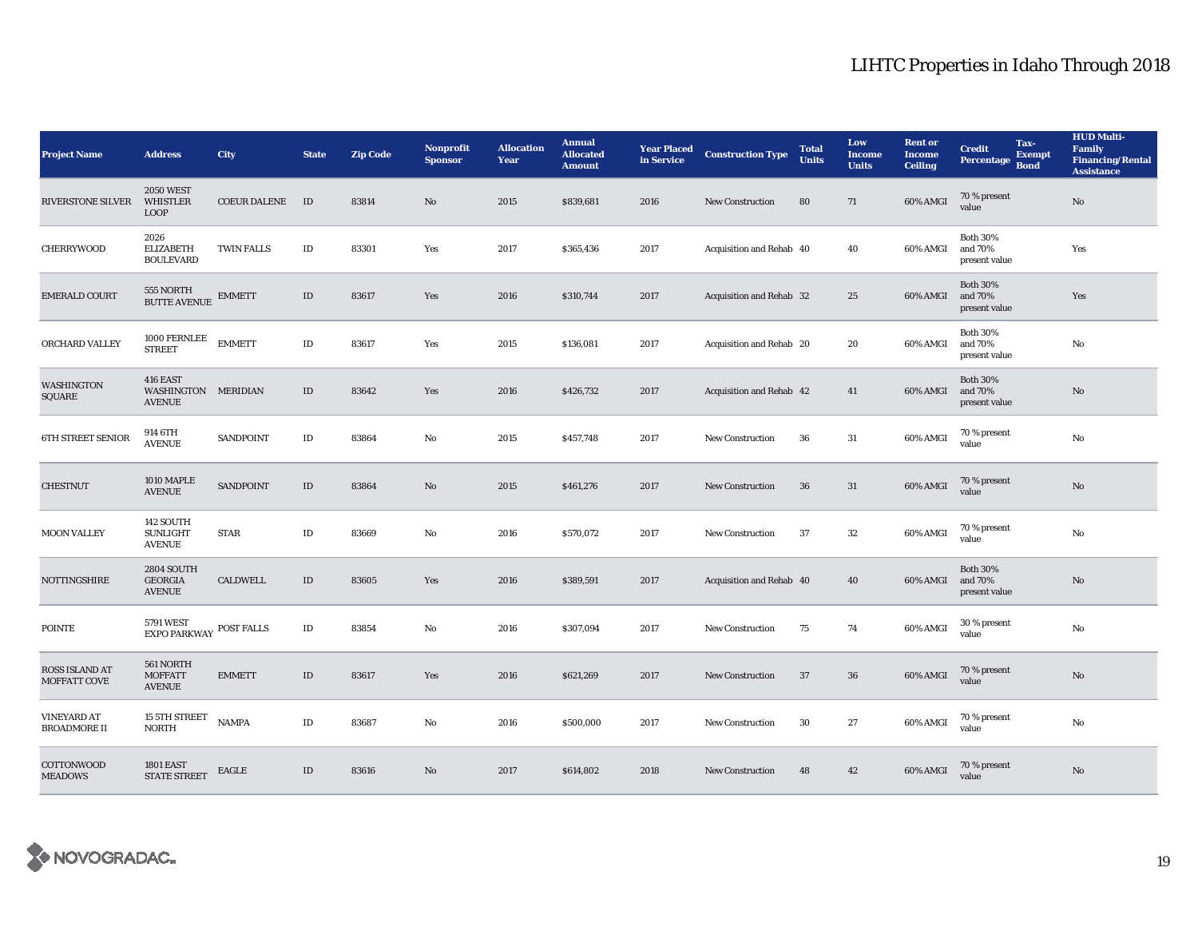# LIHTC Properties in Idaho Through 2018

| Project Name | Address | City | State | Zip Code | Nonprofit Sponsor | Allocation Year | Annual Allocated Amount | Year Placed in Service | Construction Type | Total Units | Low Income Units | Rent or Income Ceiling | Credit Percentage | Tax-Exempt Bond | HUD Multi-Family Financing/Rental Assistance |
|---|---|---|---|---|---|---|---|---|---|---|---|---|---|---|---|
| RIVERSTONE SILVER | 2050 WEST WHISTLER LOOP | COEUR DALENE | ID | 83814 | No | 2015 | $839,681 | 2016 | New Construction | 80 | 71 | 60% AMGI | 70 % present value | | No |
| CHERRYWOOD | 2026 ELIZABETH BOULEVARD | TWIN FALLS | ID | 83301 | Yes | 2017 | $365,436 | 2017 | Acquisition and Rehab | 40 | 40 | 60% AMGI | Both 30% and 70% present value | | Yes |
| EMERALD COURT | 555 NORTH BUTTE AVENUE | EMMETT | ID | 83617 | Yes | 2016 | $310,744 | 2017 | Acquisition and Rehab | 32 | 25 | 60% AMGI | Both 30% and 70% present value | | Yes |
| ORCHARD VALLEY | 1000 FERNLEE STREET | EMMETT | ID | 83617 | Yes | 2015 | $136,081 | 2017 | Acquisition and Rehab | 20 | 20 | 60% AMGI | Both 30% and 70% present value | | No |
| WASHINGTON SQUARE | 416 EAST WASHINGTON AVENUE | MERIDIAN | ID | 83642 | Yes | 2016 | $426,732 | 2017 | Acquisition and Rehab | 42 | 41 | 60% AMGI | Both 30% and 70% present value | | No |
| 6TH STREET SENIOR | 914 6TH AVENUE | SANDPOINT | ID | 83864 | No | 2015 | $457,748 | 2017 | New Construction | 36 | 31 | 60% AMGI | 70 % present value | | No |
| CHESTNUT | 1010 MAPLE AVENUE | SANDPOINT | ID | 83864 | No | 2015 | $461,276 | 2017 | New Construction | 36 | 31 | 60% AMGI | 70 % present value | | No |
| MOON VALLEY | 142 SOUTH SUNLIGHT AVENUE | STAR | ID | 83669 | No | 2016 | $570,072 | 2017 | New Construction | 37 | 32 | 60% AMGI | 70 % present value | | No |
| NOTTINGSHIRE | 2804 SOUTH GEORGIA AVENUE | CALDWELL | ID | 83605 | Yes | 2016 | $389,591 | 2017 | Acquisition and Rehab | 40 | 40 | 60% AMGI | Both 30% and 70% present value | | No |
| POINTE | 5791 WEST EXPO PARKWAY | POST FALLS | ID | 83854 | No | 2016 | $307,094 | 2017 | New Construction | 75 | 74 | 60% AMGI | 30 % present value | | No |
| ROSS ISLAND AT MOFFATT COVE | 561 NORTH MOFFATT AVENUE | EMMETT | ID | 83617 | Yes | 2016 | $621,269 | 2017 | New Construction | 37 | 36 | 60% AMGI | 70 % present value | | No |
| VINEYARD AT BROADMORE II | 15 5TH STREET NORTH | NAMPA | ID | 83687 | No | 2016 | $500,000 | 2017 | New Construction | 30 | 27 | 60% AMGI | 70 % present value | | No |
| COTTONWOOD MEADOWS | 1801 EAST STATE STREET | EAGLE | ID | 83616 | No | 2017 | $614,802 | 2018 | New Construction | 48 | 42 | 60% AMGI | 70 % present value | | No |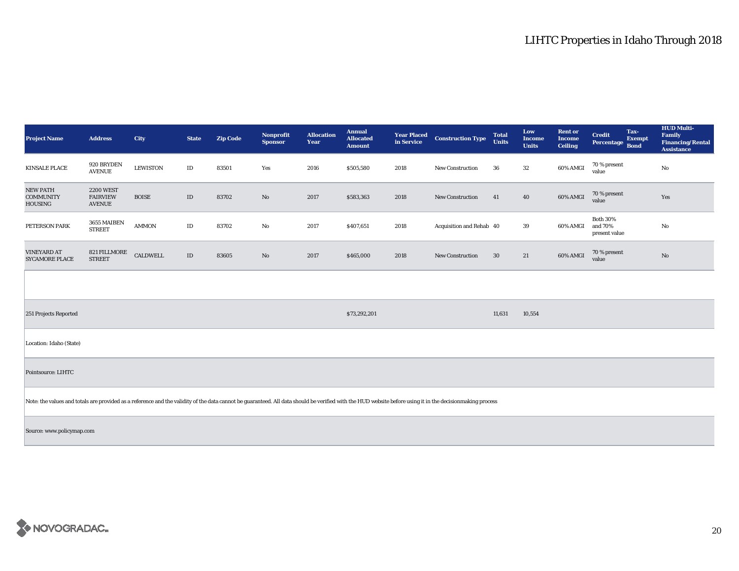# LIHTC Properties in Idaho Through 2018

| Project Name | Address | City | State | Zip Code | Nonprofit Sponsor | Allocation Year | Annual Allocated Amount | Year Placed in Service | Construction Type | Total Units | Low Income Units | Rent or Income Ceiling | Credit Percentage | Tax-Exempt Bond | HUD Multi-Family Financing/Rental Assistance |
|---|---|---|---|---|---|---|---|---|---|---|---|---|---|---|---|
| KINSALE PLACE | 920 BRYDEN AVENUE | LEWISTON | ID | 83501 | Yes | 2016 | $505,580 | 2018 | New Construction | 36 | 32 | 60% AMGI | 70 % present value | | No |
| NEW PATH COMMUNITY HOUSING | 2200 WEST FAIRVIEW AVENUE | BOISE | ID | 83702 | No | 2017 | $583,363 | 2018 | New Construction | 41 | 40 | 60% AMGI | 70 % present value | | Yes |
| PETERSON PARK | 3655 MAIBEN STREET | AMMON | ID | 83702 | No | 2017 | $407,651 | 2018 | Acquisition and Rehab | 40 | 39 | 60% AMGI | Both 30% and 70% present value | | No |
| VINEYARD AT SYCAMORE PLACE | 821 FILLMORE STREET | CALDWELL | ID | 83605 | No | 2017 | $465,000 | 2018 | New Construction | 30 | 21 | 60% AMGI | 70 % present value | | No |
| | | | | | | | | | | | | | | | |
| 251 Projects Reported | | | | | | | $73,292,201 | | | 11,631 | 10,554 | | | | |

Location: Idaho (State)

Pointsource: LIHTC

Note: the values and totals are provided as a reference and the validity of the data cannot be guaranteed. All data should be verified with the HUD website before using it in the decisionmaking process

Source: www.policymap.com